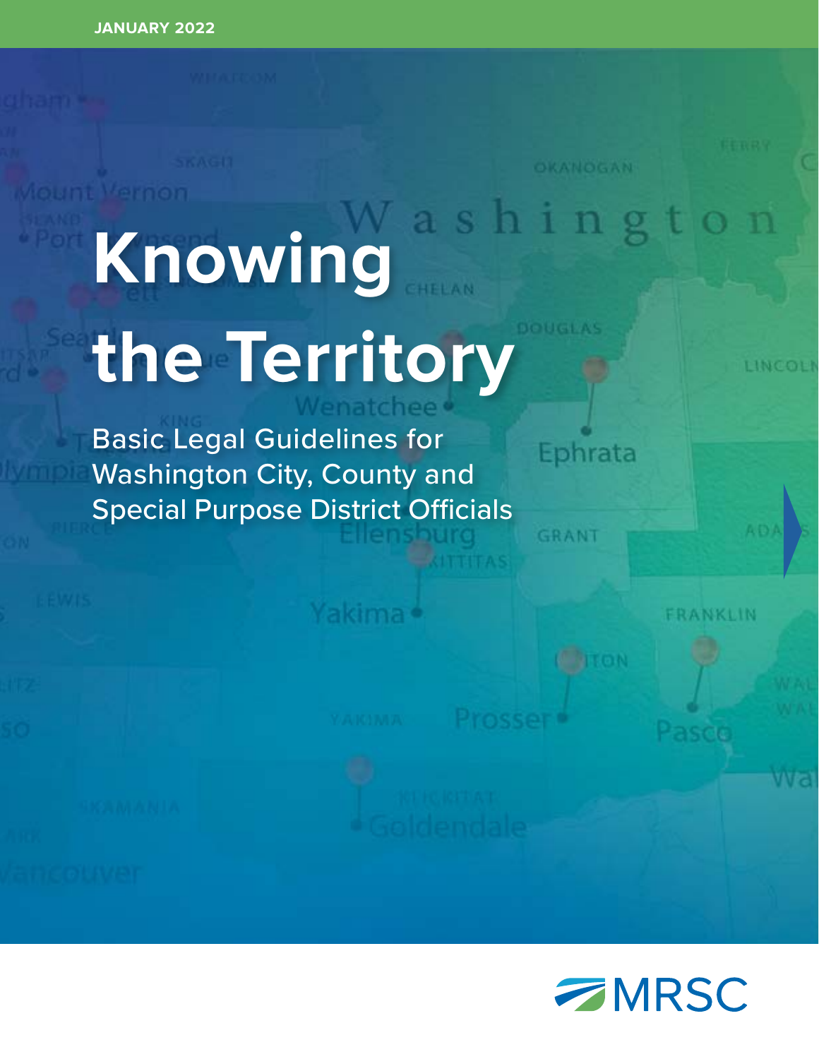JANUARY 2022

# Knowing the Territory

Basic Legal Guidelines for Washington City, County and Special Purpose District Officials

MRSC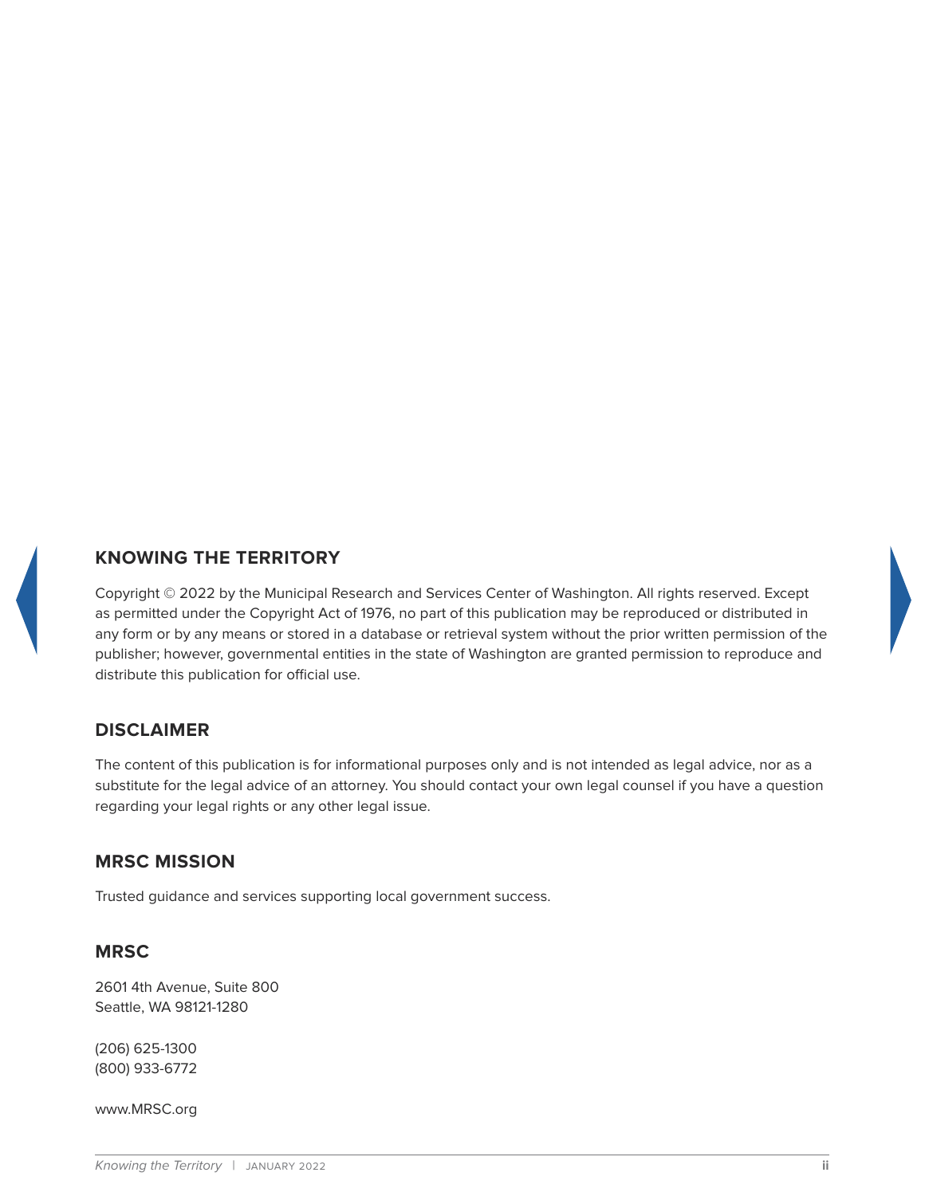## KNOWING THE TERRITORY

Copyright © 2022 by the Municipal Research and Services Center of Washington. All rights reserved. Except as permitted under the Copyright Act of 1976, no part of this publication may be reproduced or distributed in any form or by any means or stored in a database or retrieval system without the prior written permission of the publisher; however, governmental entities in the state of Washington are granted permission to reproduce and distribute this publication for official use.

## DISCLAIMER

The content of this publication is for informational purposes only and is not intended as legal advice, nor as a substitute for the legal advice of an attorney. You should contact your own legal counsel if you have a question regarding your legal rights or any other legal issue.

## MRSC MISSION

Trusted guidance and services supporting local government success.

## MRSC

2601 4th Avenue, Suite 800
Seattle, WA 98121-1280

(206) 625-1300
(800) 933-6772

www.MRSC.org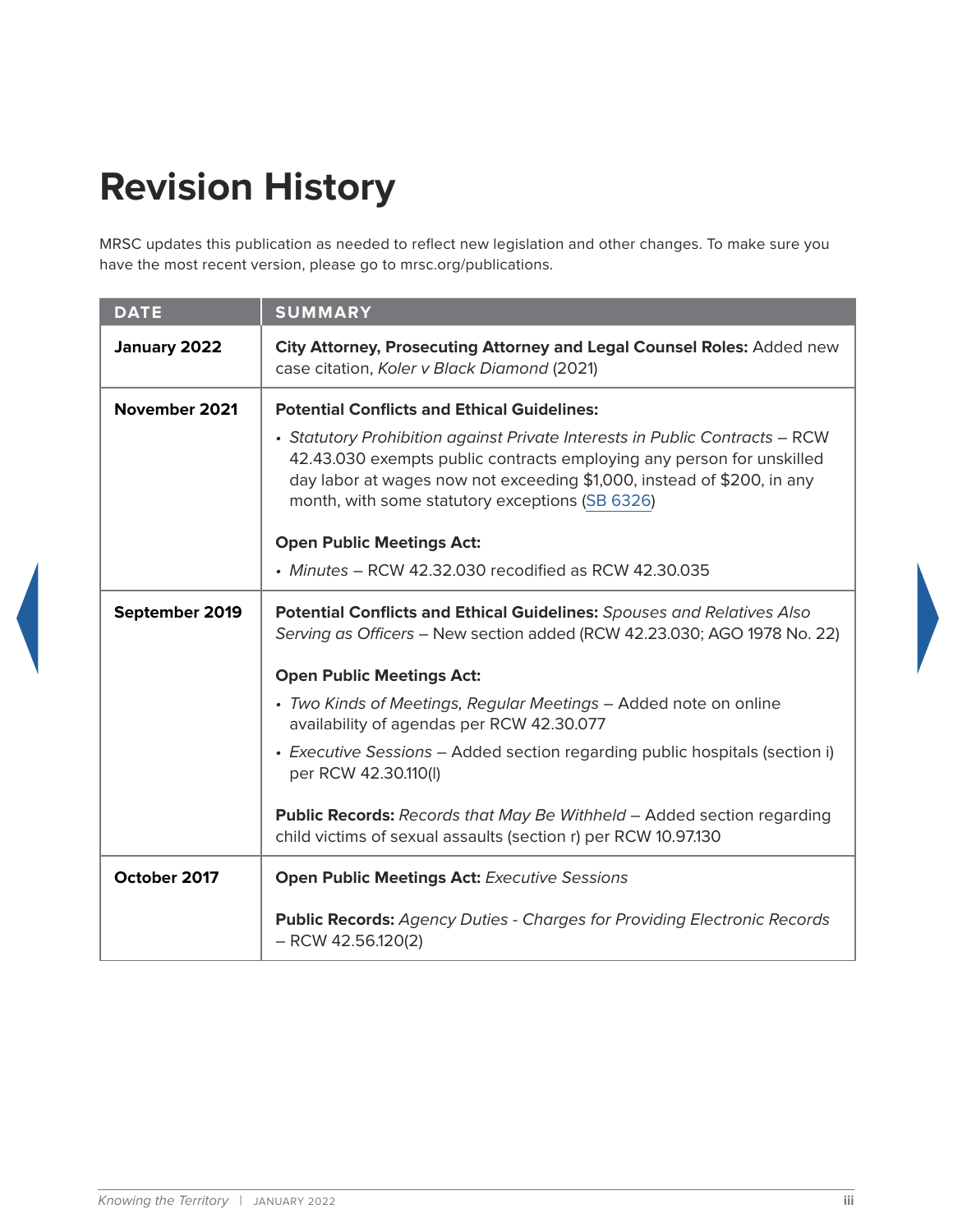# Revision History

MRSC updates this publication as needed to reflect new legislation and other changes. To make sure you have the most recent version, please go to mrsc.org/publications.

| DATE | SUMMARY |
|---|---|
| **January 2022** | **City Attorney, Prosecuting Attorney and Legal Counsel Roles:** Added new case citation, *Koler v Black Diamond* (2021) |
| **November 2021** | **Potential Conflicts and Ethical Guidelines:**<br>• *Statutory Prohibition against Private Interests in Public Contracts* – RCW 42.43.030 exempts public contracts employing any person for unskilled day labor at wages now not exceeding $1,000, instead of $200, in any month, with some statutory exceptions (SB 6326)<br><br>**Open Public Meetings Act:**<br>• *Minutes* – RCW 42.32.030 recodified as RCW 42.30.035 |
| **September 2019** | **Potential Conflicts and Ethical Guidelines:** *Spouses and Relatives Also Serving as Officers* – New section added (RCW 42.23.030; AGO 1978 No. 22)<br><br>**Open Public Meetings Act:**<br>• *Two Kinds of Meetings, Regular Meetings* – Added note on online availability of agendas per RCW 42.30.077<br>• *Executive Sessions* – Added section regarding public hospitals (section i) per RCW 42.30.110(l)<br><br>**Public Records:** *Records that May Be Withheld* – Added section regarding child victims of sexual assaults (section r) per RCW 10.97.130 |
| **October 2017** | **Open Public Meetings Act:** *Executive Sessions*<br><br>**Public Records:** *Agency Duties - Charges for Providing Electronic Records* – RCW 42.56.120(2) |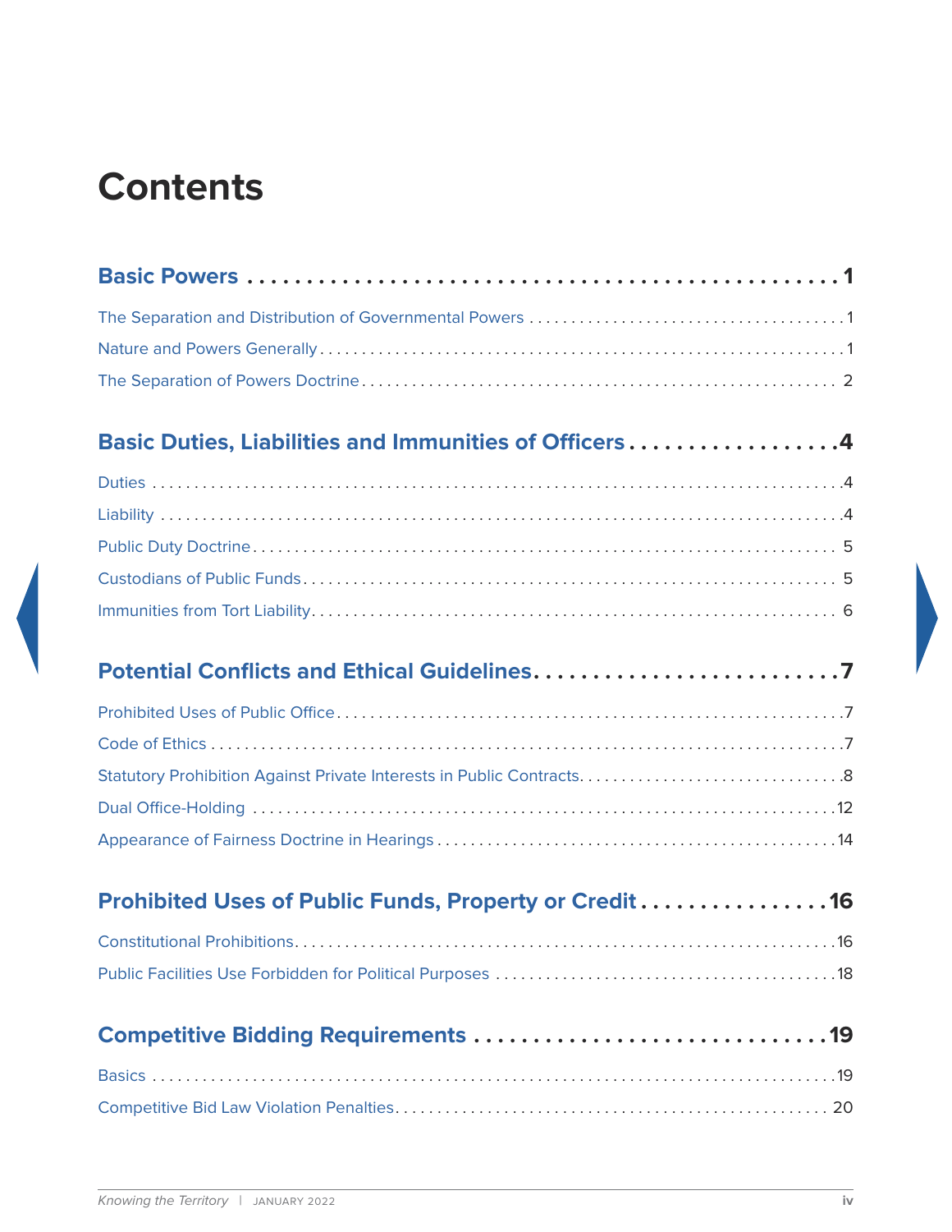# Contents

**Basic Powers** ..... 1

The Separation and Distribution of Governmental Powers ..... 1

Nature and Powers Generally ..... 1

The Separation of Powers Doctrine ..... 2

**Basic Duties, Liabilities and Immunities of Officers** ..... 4

Duties ..... 4

Liability ..... 4

Public Duty Doctrine ..... 5

Custodians of Public Funds ..... 5

Immunities from Tort Liability ..... 6

**Potential Conflicts and Ethical Guidelines** ..... 7

Prohibited Uses of Public Office ..... 7

Code of Ethics ..... 7

Statutory Prohibition Against Private Interests in Public Contracts ..... 8

Dual Office-Holding ..... 12

Appearance of Fairness Doctrine in Hearings ..... 14

**Prohibited Uses of Public Funds, Property or Credit** ..... 16

Constitutional Prohibitions ..... 16

Public Facilities Use Forbidden for Political Purposes ..... 18

**Competitive Bidding Requirements** ..... 19

Basics ..... 19

Competitive Bid Law Violation Penalties ..... 20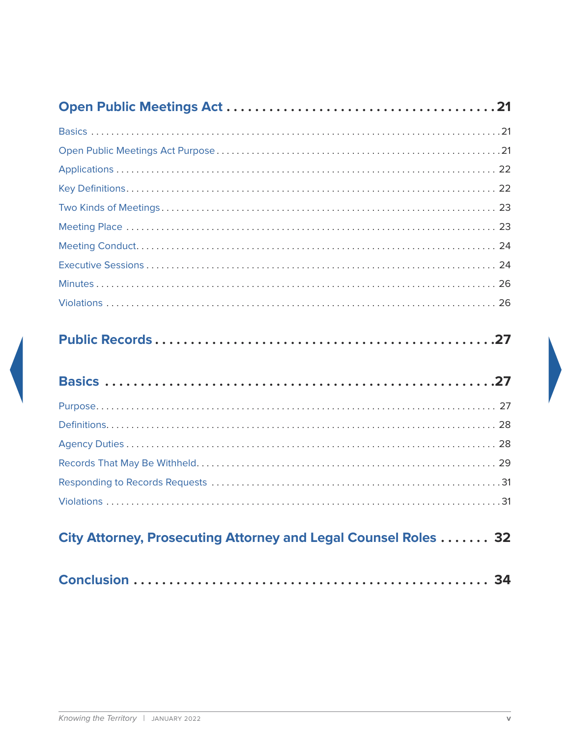**Open Public Meetings Act . . . . . . . . . . . . . . . . . . . . . . . . . . . . . . . . . . . . . . 21**

Basics . . . . . . . . . . . . . . . . . . . . . . . . . . . . . . . . . . . . . . . . . . . . . . . . . . . . . . . . . . . . . . . . . . . . . . . . . . . 21

Open Public Meetings Act Purpose . . . . . . . . . . . . . . . . . . . . . . . . . . . . . . . . . . . . . . . . . . . . . . . . . . . 21

Applications . . . . . . . . . . . . . . . . . . . . . . . . . . . . . . . . . . . . . . . . . . . . . . . . . . . . . . . . . . . . . . . . . . . . . . 22

Key Definitions . . . . . . . . . . . . . . . . . . . . . . . . . . . . . . . . . . . . . . . . . . . . . . . . . . . . . . . . . . . . . . . . . . . . 22

Two Kinds of Meetings . . . . . . . . . . . . . . . . . . . . . . . . . . . . . . . . . . . . . . . . . . . . . . . . . . . . . . . . . . . . . 23

Meeting Place . . . . . . . . . . . . . . . . . . . . . . . . . . . . . . . . . . . . . . . . . . . . . . . . . . . . . . . . . . . . . . . . . . . . . 23

Meeting Conduct . . . . . . . . . . . . . . . . . . . . . . . . . . . . . . . . . . . . . . . . . . . . . . . . . . . . . . . . . . . . . . . . . . . 24

Executive Sessions . . . . . . . . . . . . . . . . . . . . . . . . . . . . . . . . . . . . . . . . . . . . . . . . . . . . . . . . . . . . . . . . . 24

Minutes . . . . . . . . . . . . . . . . . . . . . . . . . . . . . . . . . . . . . . . . . . . . . . . . . . . . . . . . . . . . . . . . . . . . . . . . . . . 26

Violations . . . . . . . . . . . . . . . . . . . . . . . . . . . . . . . . . . . . . . . . . . . . . . . . . . . . . . . . . . . . . . . . . . . . . . . . . 26

**Public Records . . . . . . . . . . . . . . . . . . . . . . . . . . . . . . . . . . . . . . . . . . . . . . . . . 27**

**Basics . . . . . . . . . . . . . . . . . . . . . . . . . . . . . . . . . . . . . . . . . . . . . . . . . . . . . . . . 27**

Purpose . . . . . . . . . . . . . . . . . . . . . . . . . . . . . . . . . . . . . . . . . . . . . . . . . . . . . . . . . . . . . . . . . . . . . . . . . . . 27

Definitions . . . . . . . . . . . . . . . . . . . . . . . . . . . . . . . . . . . . . . . . . . . . . . . . . . . . . . . . . . . . . . . . . . . . . . . . 28

Agency Duties . . . . . . . . . . . . . . . . . . . . . . . . . . . . . . . . . . . . . . . . . . . . . . . . . . . . . . . . . . . . . . . . . . . . . 28

Records That May Be Withheld . . . . . . . . . . . . . . . . . . . . . . . . . . . . . . . . . . . . . . . . . . . . . . . . . . . . . . . 29

Responding to Records Requests . . . . . . . . . . . . . . . . . . . . . . . . . . . . . . . . . . . . . . . . . . . . . . . . . . . . . 31

Violations . . . . . . . . . . . . . . . . . . . . . . . . . . . . . . . . . . . . . . . . . . . . . . . . . . . . . . . . . . . . . . . . . . . . . . . . . 31

**City Attorney, Prosecuting Attorney and Legal Counsel Roles . . . . . . . 32**

**Conclusion . . . . . . . . . . . . . . . . . . . . . . . . . . . . . . . . . . . . . . . . . . . . . . . . . . . . 34**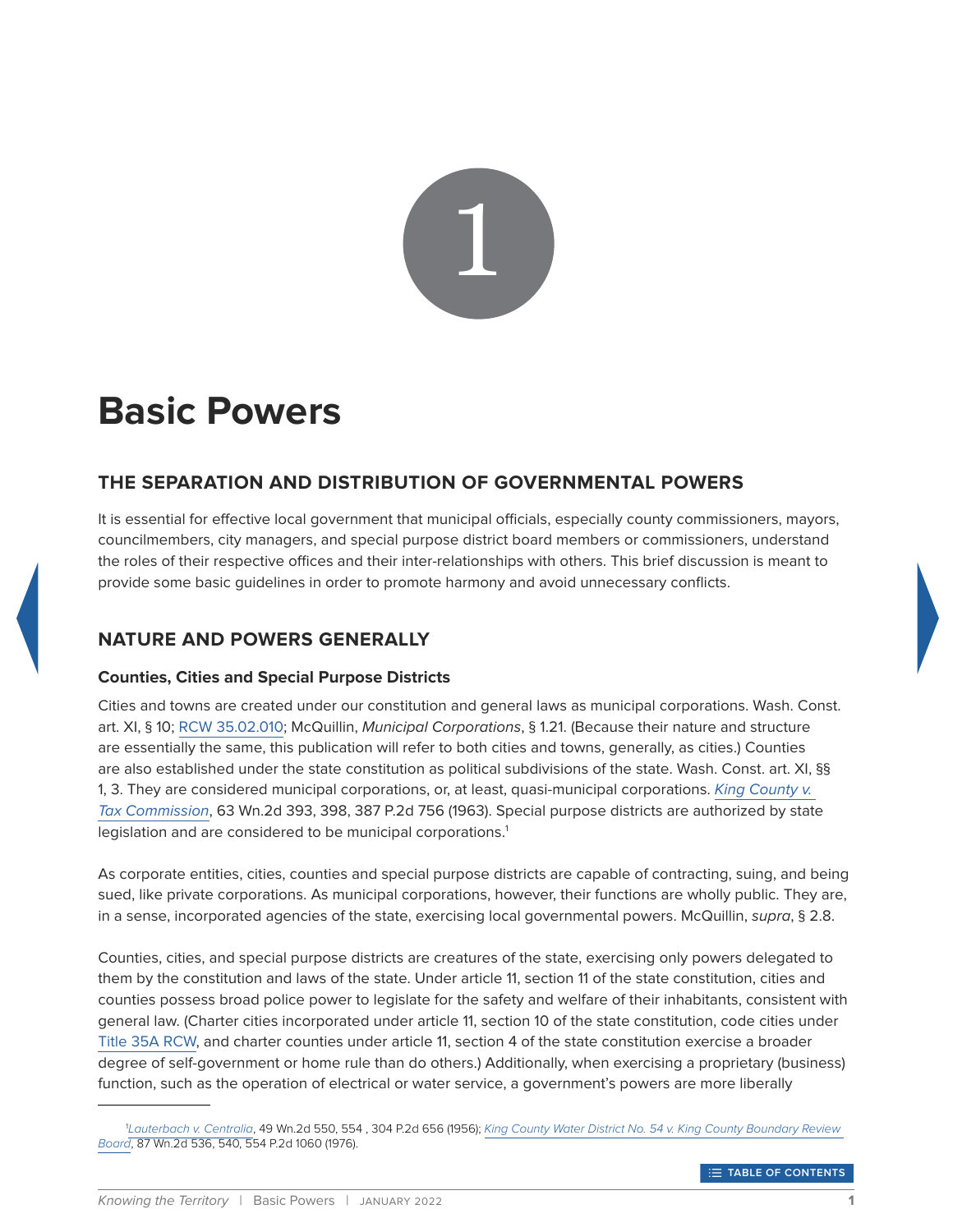# 1

# Basic Powers

## THE SEPARATION AND DISTRIBUTION OF GOVERNMENTAL POWERS

It is essential for effective local government that municipal officials, especially county commissioners, mayors, councilmembers, city managers, and special purpose district board members or commissioners, understand the roles of their respective offices and their inter-relationships with others. This brief discussion is meant to provide some basic guidelines in order to promote harmony and avoid unnecessary conflicts.

## NATURE AND POWERS GENERALLY

### Counties, Cities and Special Purpose Districts

Cities and towns are created under our constitution and general laws as municipal corporations. Wash. Const. art. XI, § 10; RCW 35.02.010; McQuillin, *Municipal Corporations*, § 1.21. (Because their nature and structure are essentially the same, this publication will refer to both cities and towns, generally, as cities.) Counties are also established under the state constitution as political subdivisions of the state. Wash. Const. art. XI, §§ 1, 3. They are considered municipal corporations, or, at least, quasi-municipal corporations. *King County v. Tax Commission*, 63 Wn.2d 393, 398, 387 P.2d 756 (1963). Special purpose districts are authorized by state legislation and are considered to be municipal corporations.[1]

As corporate entities, cities, counties and special purpose districts are capable of contracting, suing, and being sued, like private corporations. As municipal corporations, however, their functions are wholly public. They are, in a sense, incorporated agencies of the state, exercising local governmental powers. McQuillin, *supra*, § 2.8.

Counties, cities, and special purpose districts are creatures of the state, exercising only powers delegated to them by the constitution and laws of the state. Under article 11, section 11 of the state constitution, cities and counties possess broad police power to legislate for the safety and welfare of their inhabitants, consistent with general law. (Charter cities incorporated under article 11, section 10 of the state constitution, code cities under Title 35A RCW, and charter counties under article 11, section 4 of the state constitution exercise a broader degree of self-government or home rule than do others.) Additionally, when exercising a proprietary (business) function, such as the operation of electrical or water service, a government's powers are more liberally

---

[1] *Lauterbach v. Centralia*, 49 Wn.2d 550, 554 , 304 P.2d 656 (1956); *King County Water District No. 54 v. King County Boundary Review Board*, 87 Wn.2d 536, 540, 554 P.2d 1060 (1976).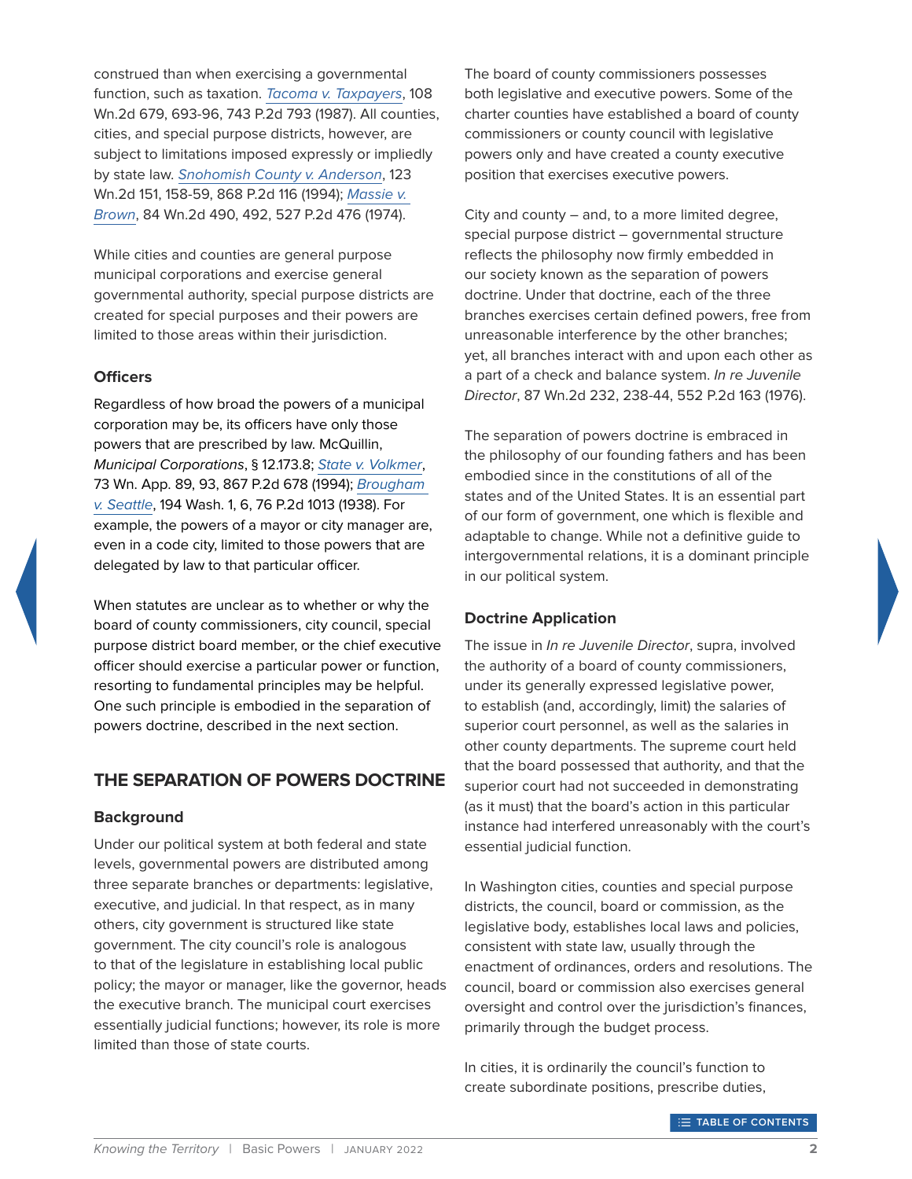construed than when exercising a governmental function, such as taxation. *Tacoma v. Taxpayers*, 108 Wn.2d 679, 693-96, 743 P.2d 793 (1987). All counties, cities, and special purpose districts, however, are subject to limitations imposed expressly or impliedly by state law. *Snohomish County v. Anderson*, 123 Wn.2d 151, 158-59, 868 P.2d 116 (1994); *Massie v. Brown*, 84 Wn.2d 490, 492, 527 P.2d 476 (1974).

While cities and counties are general purpose municipal corporations and exercise general governmental authority, special purpose districts are created for special purposes and their powers are limited to those areas within their jurisdiction.

### Officers

Regardless of how broad the powers of a municipal corporation may be, its officers have only those powers that are prescribed by law. McQuillin, *Municipal Corporations*, § 12.173.8; *State v. Volkmer*, 73 Wn. App. 89, 93, 867 P.2d 678 (1994); *Brougham v. Seattle*, 194 Wash. 1, 6, 76 P.2d 1013 (1938). For example, the powers of a mayor or city manager are, even in a code city, limited to those powers that are delegated by law to that particular officer.

When statutes are unclear as to whether or why the board of county commissioners, city council, special purpose district board member, or the chief executive officer should exercise a particular power or function, resorting to fundamental principles may be helpful. One such principle is embodied in the separation of powers doctrine, described in the next section.

## THE SEPARATION OF POWERS DOCTRINE

### Background

Under our political system at both federal and state levels, governmental powers are distributed among three separate branches or departments: legislative, executive, and judicial. In that respect, as in many others, city government is structured like state government. The city council's role is analogous to that of the legislature in establishing local public policy; the mayor or manager, like the governor, heads the executive branch. The municipal court exercises essentially judicial functions; however, its role is more limited than those of state courts.

The board of county commissioners possesses both legislative and executive powers. Some of the charter counties have established a board of county commissioners or county council with legislative powers only and have created a county executive position that exercises executive powers.

City and county – and, to a more limited degree, special purpose district – governmental structure reflects the philosophy now firmly embedded in our society known as the separation of powers doctrine. Under that doctrine, each of the three branches exercises certain defined powers, free from unreasonable interference by the other branches; yet, all branches interact with and upon each other as a part of a check and balance system. *In re Juvenile Director*, 87 Wn.2d 232, 238-44, 552 P.2d 163 (1976).

The separation of powers doctrine is embraced in the philosophy of our founding fathers and has been embodied since in the constitutions of all of the states and of the United States. It is an essential part of our form of government, one which is flexible and adaptable to change. While not a definitive guide to intergovernmental relations, it is a dominant principle in our political system.

### Doctrine Application

The issue in *In re Juvenile Director*, supra, involved the authority of a board of county commissioners, under its generally expressed legislative power, to establish (and, accordingly, limit) the salaries of superior court personnel, as well as the salaries in other county departments. The supreme court held that the board possessed that authority, and that the superior court had not succeeded in demonstrating (as it must) that the board's action in this particular instance had interfered unreasonably with the court's essential judicial function.

In Washington cities, counties and special purpose districts, the council, board or commission, as the legislative body, establishes local laws and policies, consistent with state law, usually through the enactment of ordinances, orders and resolutions. The council, board or commission also exercises general oversight and control over the jurisdiction's finances, primarily through the budget process.

In cities, it is ordinarily the council's function to create subordinate positions, prescribe duties,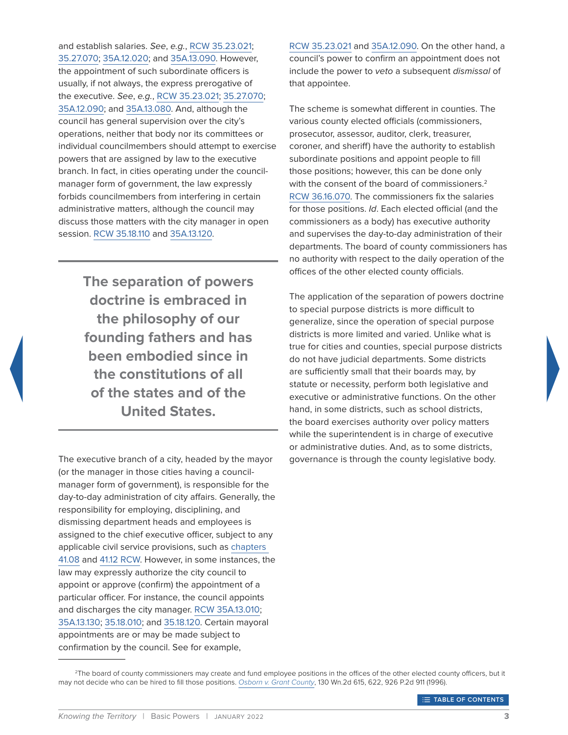and establish salaries. *See*, *e.g.*, RCW 35.23.021; 35.27.070; 35A.12.020; and 35A.13.090. However, the appointment of such subordinate officers is usually, if not always, the express prerogative of the executive. *See*, *e.g.*, RCW 35.23.021; 35.27.070; 35A.12.090; and 35A.13.080. And, although the council has general supervision over the city's operations, neither that body nor its committees or individual councilmembers should attempt to exercise powers that are assigned by law to the executive branch. In fact, in cities operating under the council-manager form of government, the law expressly forbids councilmembers from interfering in certain administrative matters, although the council may discuss those matters with the city manager in open session. RCW 35.18.110 and 35A.13.120.

> **The separation of powers doctrine is embraced in the philosophy of our founding fathers and has been embodied since in the constitutions of all of the states and of the United States.**

The executive branch of a city, headed by the mayor (or the manager in those cities having a council-manager form of government), is responsible for the day-to-day administration of city affairs. Generally, the responsibility for employing, disciplining, and dismissing department heads and employees is assigned to the chief executive officer, subject to any applicable civil service provisions, such as chapters 41.08 and 41.12 RCW. However, in some instances, the law may expressly authorize the city council to appoint or approve (confirm) the appointment of a particular officer. For instance, the council appoints and discharges the city manager. RCW 35A.13.010; 35A.13.130; 35.18.010; and 35.18.120. Certain mayoral appointments are or may be made subject to confirmation by the council. See for example, RCW 35.23.021 and 35A.12.090. On the other hand, a council's power to confirm an appointment does not include the power to *veto* a subsequent *dismissal* of that appointee.

The scheme is somewhat different in counties. The various county elected officials (commissioners, prosecutor, assessor, auditor, clerk, treasurer, coroner, and sheriff) have the authority to establish subordinate positions and appoint people to fill those positions; however, this can be done only with the consent of the board of commissioners.[2] RCW 36.16.070. The commissioners fix the salaries for those positions. *Id*. Each elected official (and the commissioners as a body) has executive authority and supervises the day-to-day administration of their departments. The board of county commissioners has no authority with respect to the daily operation of the offices of the other elected county officials.

The application of the separation of powers doctrine to special purpose districts is more difficult to generalize, since the operation of special purpose districts is more limited and varied. Unlike what is true for cities and counties, special purpose districts do not have judicial departments. Some districts are sufficiently small that their boards may, by statute or necessity, perform both legislative and executive or administrative functions. On the other hand, in some districts, such as school districts, the board exercises authority over policy matters while the superintendent is in charge of executive or administrative duties. And, as to some districts, governance is through the county legislative body.

---

[2] The board of county commissioners may create and fund employee positions in the offices of the other elected county officers, but it may not decide who can be hired to fill those positions. *Osborn v. Grant County*, 130 Wn.2d 615, 622, 926 P.2d 911 (1996).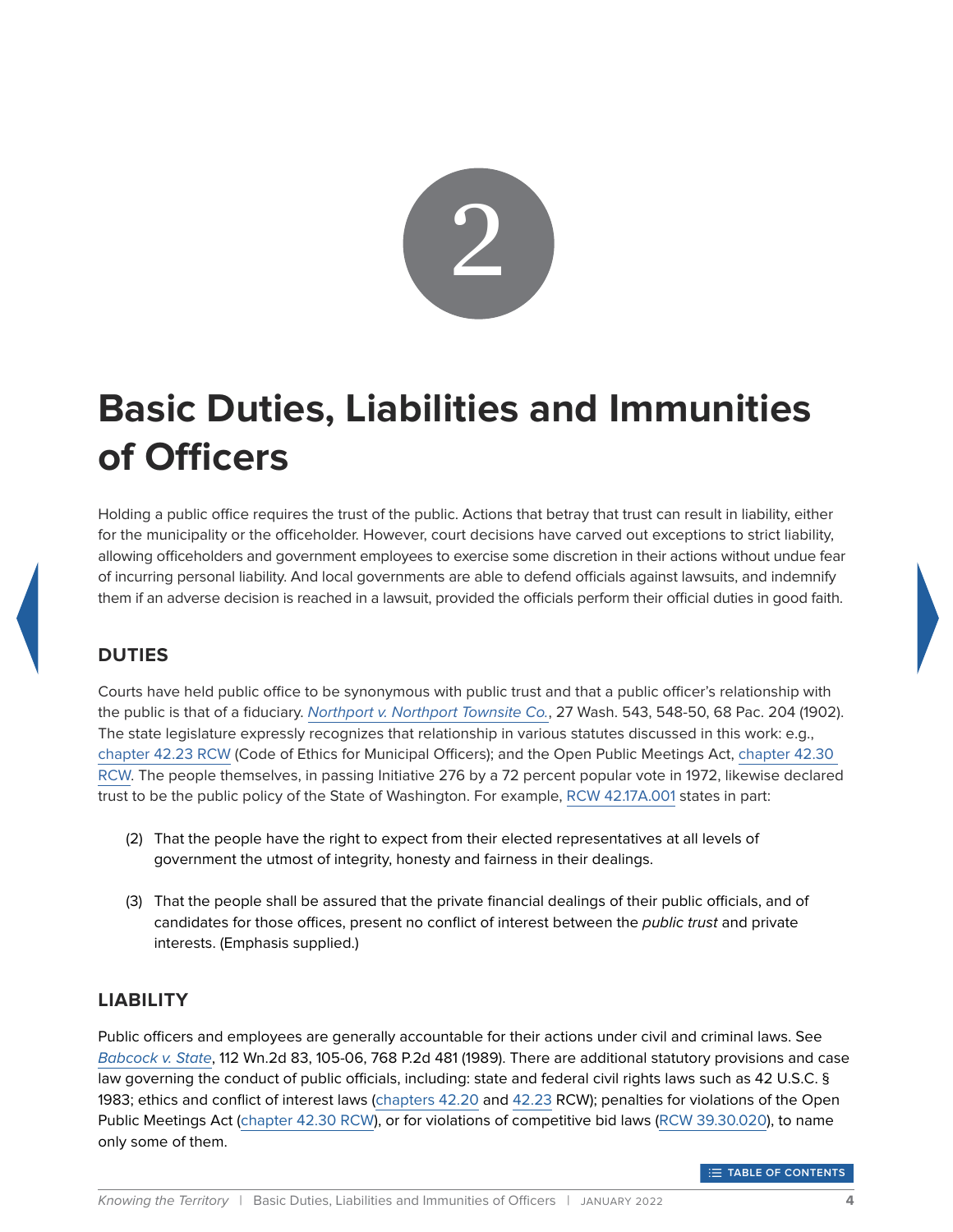# 2

# Basic Duties, Liabilities and Immunities of Officers

Holding a public office requires the trust of the public. Actions that betray that trust can result in liability, either for the municipality or the officeholder. However, court decisions have carved out exceptions to strict liability, allowing officeholders and government employees to exercise some discretion in their actions without undue fear of incurring personal liability. And local governments are able to defend officials against lawsuits, and indemnify them if an adverse decision is reached in a lawsuit, provided the officials perform their official duties in good faith.

## DUTIES

Courts have held public office to be synonymous with public trust and that a public officer's relationship with the public is that of a fiduciary. *Northport v. Northport Townsite Co.*, 27 Wash. 543, 548-50, 68 Pac. 204 (1902). The state legislature expressly recognizes that relationship in various statutes discussed in this work: e.g., chapter 42.23 RCW (Code of Ethics for Municipal Officers); and the Open Public Meetings Act, chapter 42.30 RCW. The people themselves, in passing Initiative 276 by a 72 percent popular vote in 1972, likewise declared trust to be the public policy of the State of Washington. For example, RCW 42.17A.001 states in part:

(2) That the people have the right to expect from their elected representatives at all levels of government the utmost of integrity, honesty and fairness in their dealings.

(3) That the people shall be assured that the private financial dealings of their public officials, and of candidates for those offices, present no conflict of interest between the *public trust* and private interests. (Emphasis supplied.)

## LIABILITY

Public officers and employees are generally accountable for their actions under civil and criminal laws. See *Babcock v. State*, 112 Wn.2d 83, 105-06, 768 P.2d 481 (1989). There are additional statutory provisions and case law governing the conduct of public officials, including: state and federal civil rights laws such as 42 U.S.C. § 1983; ethics and conflict of interest laws (chapters 42.20 and 42.23 RCW); penalties for violations of the Open Public Meetings Act (chapter 42.30 RCW), or for violations of competitive bid laws (RCW 39.30.020), to name only some of them.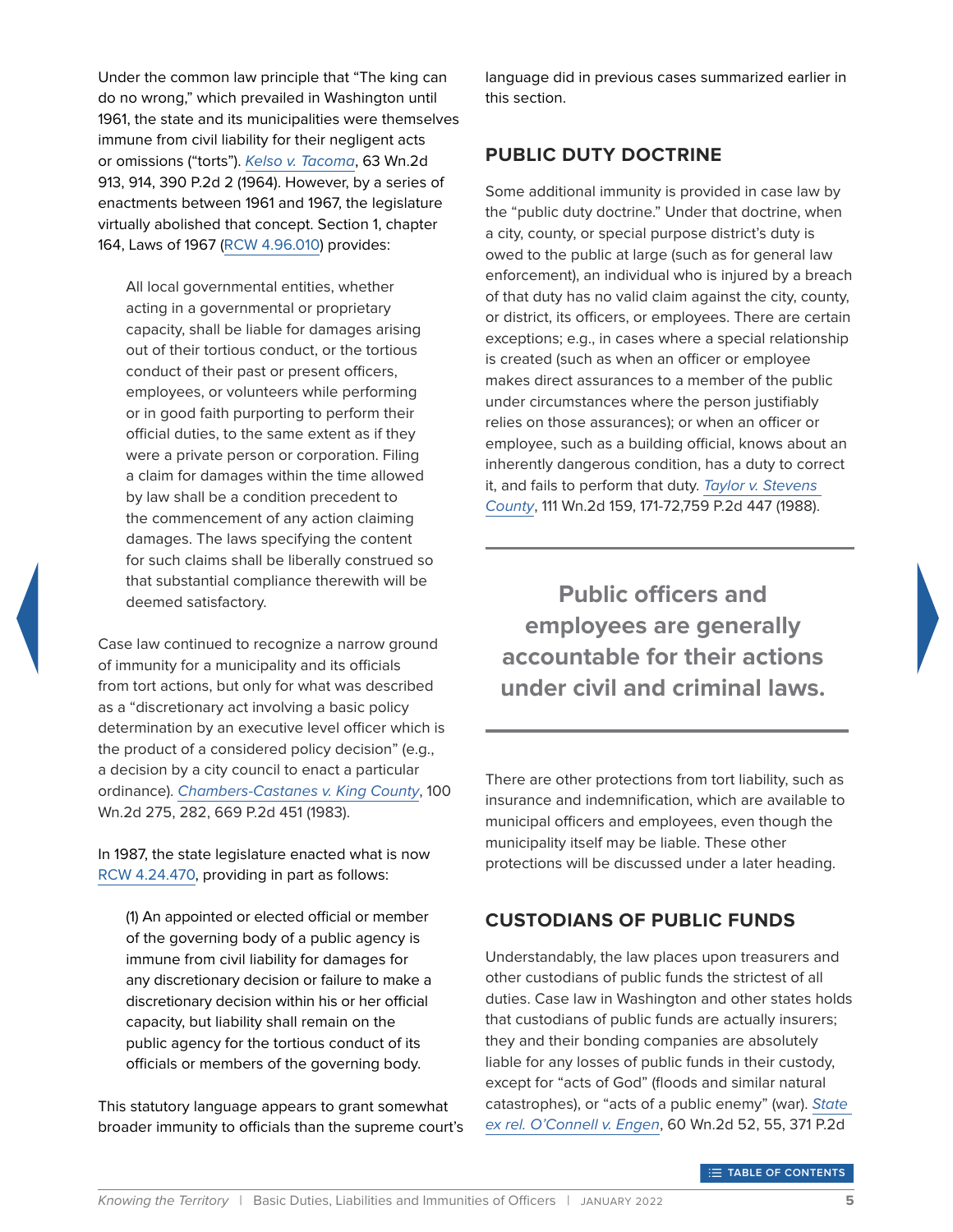Under the common law principle that "The king can do no wrong," which prevailed in Washington until 1961, the state and its municipalities were themselves immune from civil liability for their negligent acts or omissions ("torts"). *Kelso v. Tacoma*, 63 Wn.2d 913, 914, 390 P.2d 2 (1964). However, by a series of enactments between 1961 and 1967, the legislature virtually abolished that concept. Section 1, chapter 164, Laws of 1967 (RCW 4.96.010) provides:

> All local governmental entities, whether acting in a governmental or proprietary capacity, shall be liable for damages arising out of their tortious conduct, or the tortious conduct of their past or present officers, employees, or volunteers while performing or in good faith purporting to perform their official duties, to the same extent as if they were a private person or corporation. Filing a claim for damages within the time allowed by law shall be a condition precedent to the commencement of any action claiming damages. The laws specifying the content for such claims shall be liberally construed so that substantial compliance therewith will be deemed satisfactory.

Case law continued to recognize a narrow ground of immunity for a municipality and its officials from tort actions, but only for what was described as a "discretionary act involving a basic policy determination by an executive level officer which is the product of a considered policy decision" (e.g., a decision by a city council to enact a particular ordinance). *Chambers-Castanes v. King County*, 100 Wn.2d 275, 282, 669 P.2d 451 (1983).

In 1987, the state legislature enacted what is now RCW 4.24.470, providing in part as follows:

> (1) An appointed or elected official or member of the governing body of a public agency is immune from civil liability for damages for any discretionary decision or failure to make a discretionary decision within his or her official capacity, but liability shall remain on the public agency for the tortious conduct of its officials or members of the governing body.

This statutory language appears to grant somewhat broader immunity to officials than the supreme court's language did in previous cases summarized earlier in this section.

## PUBLIC DUTY DOCTRINE

Some additional immunity is provided in case law by the "public duty doctrine." Under that doctrine, when a city, county, or special purpose district's duty is owed to the public at large (such as for general law enforcement), an individual who is injured by a breach of that duty has no valid claim against the city, county, or district, its officers, or employees. There are certain exceptions; e.g., in cases where a special relationship is created (such as when an officer or employee makes direct assurances to a member of the public under circumstances where the person justifiably relies on those assurances); or when an officer or employee, such as a building official, knows about an inherently dangerous condition, has a duty to correct it, and fails to perform that duty. *Taylor v. Stevens County*, 111 Wn.2d 159, 171-72,759 P.2d 447 (1988).

**Public officers and employees are generally accountable for their actions under civil and criminal laws.**

There are other protections from tort liability, such as insurance and indemnification, which are available to municipal officers and employees, even though the municipality itself may be liable. These other protections will be discussed under a later heading.

## CUSTODIANS OF PUBLIC FUNDS

Understandably, the law places upon treasurers and other custodians of public funds the strictest of all duties. Case law in Washington and other states holds that custodians of public funds are actually insurers; they and their bonding companies are absolutely liable for any losses of public funds in their custody, except for "acts of God" (floods and similar natural catastrophes), or "acts of a public enemy" (war). *State ex rel. O'Connell v. Engen*, 60 Wn.2d 52, 55, 371 P.2d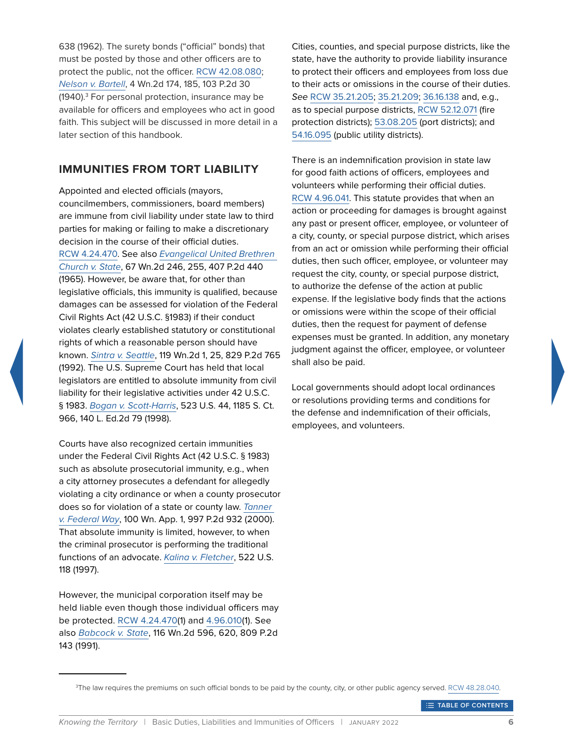638 (1962). The surety bonds ("official" bonds) that must be posted by those and other officers are to protect the public, not the officer. RCW 42.08.080; *Nelson v. Bartell*, 4 Wn.2d 174, 185, 103 P.2d 30 (1940).[3] For personal protection, insurance may be available for officers and employees who act in good faith. This subject will be discussed in more detail in a later section of this handbook.

## IMMUNITIES FROM TORT LIABILITY

Appointed and elected officials (mayors, councilmembers, commissioners, board members) are immune from civil liability under state law to third parties for making or failing to make a discretionary decision in the course of their official duties. RCW 4.24.470. See also *Evangelical United Brethren Church v. State*, 67 Wn.2d 246, 255, 407 P.2d 440 (1965). However, be aware that, for other than legislative officials, this immunity is qualified, because damages can be assessed for violation of the Federal Civil Rights Act (42 U.S.C. §1983) if their conduct violates clearly established statutory or constitutional rights of which a reasonable person should have known. *Sintra v. Seattle*, 119 Wn.2d 1, 25, 829 P.2d 765 (1992). The U.S. Supreme Court has held that local legislators are entitled to absolute immunity from civil liability for their legislative activities under 42 U.S.C. § 1983. *Bogan v. Scott-Harris*, 523 U.S. 44, 1185 S. Ct. 966, 140 L. Ed.2d 79 (1998).

Courts have also recognized certain immunities under the Federal Civil Rights Act (42 U.S.C. § 1983) such as absolute prosecutorial immunity, e.g., when a city attorney prosecutes a defendant for allegedly violating a city ordinance or when a county prosecutor does so for violation of a state or county law. *Tanner v. Federal Way*, 100 Wn. App. 1, 997 P.2d 932 (2000). That absolute immunity is limited, however, to when the criminal prosecutor is performing the traditional functions of an advocate. *Kalina v. Fletcher*, 522 U.S. 118 (1997).

However, the municipal corporation itself may be held liable even though those individual officers may be protected. RCW 4.24.470(1) and 4.96.010(1). See also *Babcock v. State*, 116 Wn.2d 596, 620, 809 P.2d 143 (1991).

Cities, counties, and special purpose districts, like the state, have the authority to provide liability insurance to protect their officers and employees from loss due to their acts or omissions in the course of their duties. *See* RCW 35.21.205; 35.21.209; 36.16.138 and, e.g., as to special purpose districts, RCW 52.12.071 (fire protection districts); 53.08.205 (port districts); and 54.16.095 (public utility districts).

There is an indemnification provision in state law for good faith actions of officers, employees and volunteers while performing their official duties. RCW 4.96.041. This statute provides that when an action or proceeding for damages is brought against any past or present officer, employee, or volunteer of a city, county, or special purpose district, which arises from an act or omission while performing their official duties, then such officer, employee, or volunteer may request the city, county, or special purpose district, to authorize the defense of the action at public expense. If the legislative body finds that the actions or omissions were within the scope of their official duties, then the request for payment of defense expenses must be granted. In addition, any monetary judgment against the officer, employee, or volunteer shall also be paid.

Local governments should adopt local ordinances or resolutions providing terms and conditions for the defense and indemnification of their officials, employees, and volunteers.

---

[3] The law requires the premiums on such official bonds to be paid by the county, city, or other public agency served. RCW 48.28.040.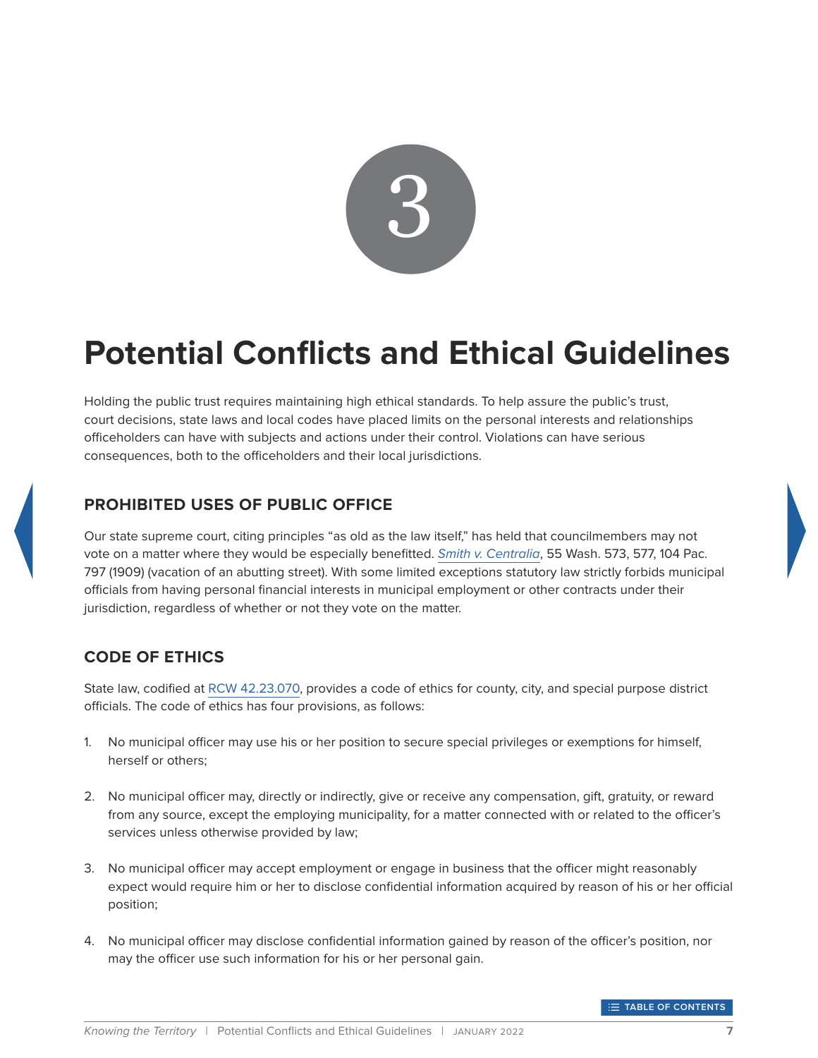# 3

# Potential Conflicts and Ethical Guidelines

Holding the public trust requires maintaining high ethical standards. To help assure the public's trust, court decisions, state laws and local codes have placed limits on the personal interests and relationships officeholders can have with subjects and actions under their control. Violations can have serious consequences, both to the officeholders and their local jurisdictions.

## PROHIBITED USES OF PUBLIC OFFICE

Our state supreme court, citing principles "as old as the law itself," has held that councilmembers may not vote on a matter where they would be especially benefitted. *Smith v. Centralia*, 55 Wash. 573, 577, 104 Pac. 797 (1909) (vacation of an abutting street). With some limited exceptions statutory law strictly forbids municipal officials from having personal financial interests in municipal employment or other contracts under their jurisdiction, regardless of whether or not they vote on the matter.

## CODE OF ETHICS

State law, codified at RCW 42.23.070, provides a code of ethics for county, city, and special purpose district officials. The code of ethics has four provisions, as follows:

1. No municipal officer may use his or her position to secure special privileges or exemptions for himself, herself or others;

2. No municipal officer may, directly or indirectly, give or receive any compensation, gift, gratuity, or reward from any source, except the employing municipality, for a matter connected with or related to the officer's services unless otherwise provided by law;

3. No municipal officer may accept employment or engage in business that the officer might reasonably expect would require him or her to disclose confidential information acquired by reason of his or her official position;

4. No municipal officer may disclose confidential information gained by reason of the officer's position, nor may the officer use such information for his or her personal gain.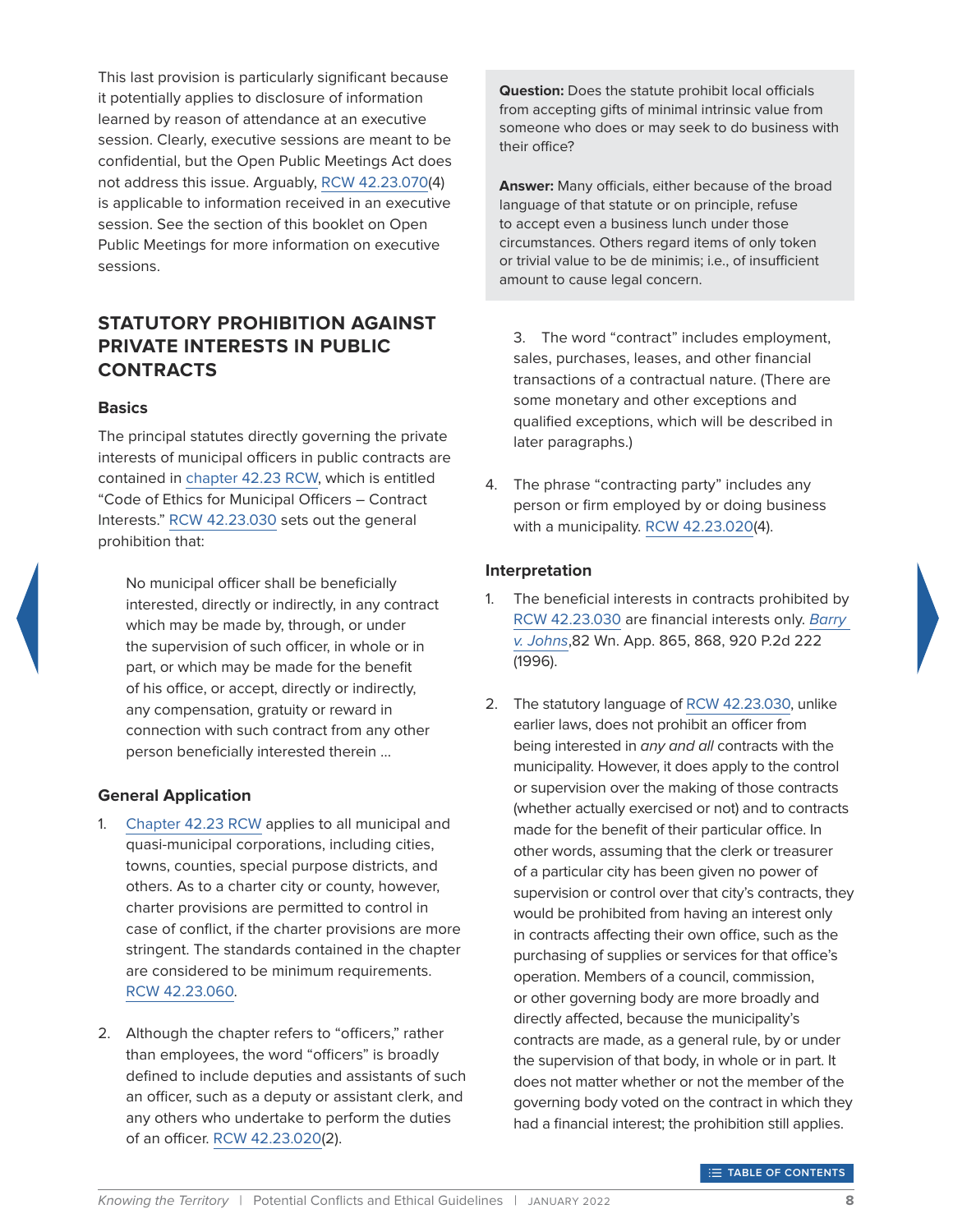This last provision is particularly significant because it potentially applies to disclosure of information learned by reason of attendance at an executive session. Clearly, executive sessions are meant to be confidential, but the Open Public Meetings Act does not address this issue. Arguably, RCW 42.23.070(4) is applicable to information received in an executive session. See the section of this booklet on Open Public Meetings for more information on executive sessions.

## STATUTORY PROHIBITION AGAINST PRIVATE INTERESTS IN PUBLIC CONTRACTS

### Basics

The principal statutes directly governing the private interests of municipal officers in public contracts are contained in chapter 42.23 RCW, which is entitled "Code of Ethics for Municipal Officers – Contract Interests." RCW 42.23.030 sets out the general prohibition that:

> No municipal officer shall be beneficially interested, directly or indirectly, in any contract which may be made by, through, or under the supervision of such officer, in whole or in part, or which may be made for the benefit of his office, or accept, directly or indirectly, any compensation, gratuity or reward in connection with such contract from any other person beneficially interested therein ...

### General Application

1. Chapter 42.23 RCW applies to all municipal and quasi-municipal corporations, including cities, towns, counties, special purpose districts, and others. As to a charter city or county, however, charter provisions are permitted to control in case of conflict, if the charter provisions are more stringent. The standards contained in the chapter are considered to be minimum requirements. RCW 42.23.060.

2. Although the chapter refers to "officers," rather than employees, the word "officers" is broadly defined to include deputies and assistants of such an officer, such as a deputy or assistant clerk, and any others who undertake to perform the duties of an officer. RCW 42.23.020(2).

> **Question:** Does the statute prohibit local officials from accepting gifts of minimal intrinsic value from someone who does or may seek to do business with their office?
>
> **Answer:** Many officials, either because of the broad language of that statute or on principle, refuse to accept even a business lunch under those circumstances. Others regard items of only token or trivial value to be de minimis; i.e., of insufficient amount to cause legal concern.

3. The word "contract" includes employment, sales, purchases, leases, and other financial transactions of a contractual nature. (There are some monetary and other exceptions and qualified exceptions, which will be described in later paragraphs.)

4. The phrase "contracting party" includes any person or firm employed by or doing business with a municipality. RCW 42.23.020(4).

### Interpretation

1. The beneficial interests in contracts prohibited by RCW 42.23.030 are financial interests only. *Barry v. Johns*,82 Wn. App. 865, 868, 920 P.2d 222 (1996).

2. The statutory language of RCW 42.23.030, unlike earlier laws, does not prohibit an officer from being interested in *any and all* contracts with the municipality. However, it does apply to the control or supervision over the making of those contracts (whether actually exercised or not) and to contracts made for the benefit of their particular office. In other words, assuming that the clerk or treasurer of a particular city has been given no power of supervision or control over that city's contracts, they would be prohibited from having an interest only in contracts affecting their own office, such as the purchasing of supplies or services for that office's operation. Members of a council, commission, or other governing body are more broadly and directly affected, because the municipality's contracts are made, as a general rule, by or under the supervision of that body, in whole or in part. It does not matter whether or not the member of the governing body voted on the contract in which they had a financial interest; the prohibition still applies.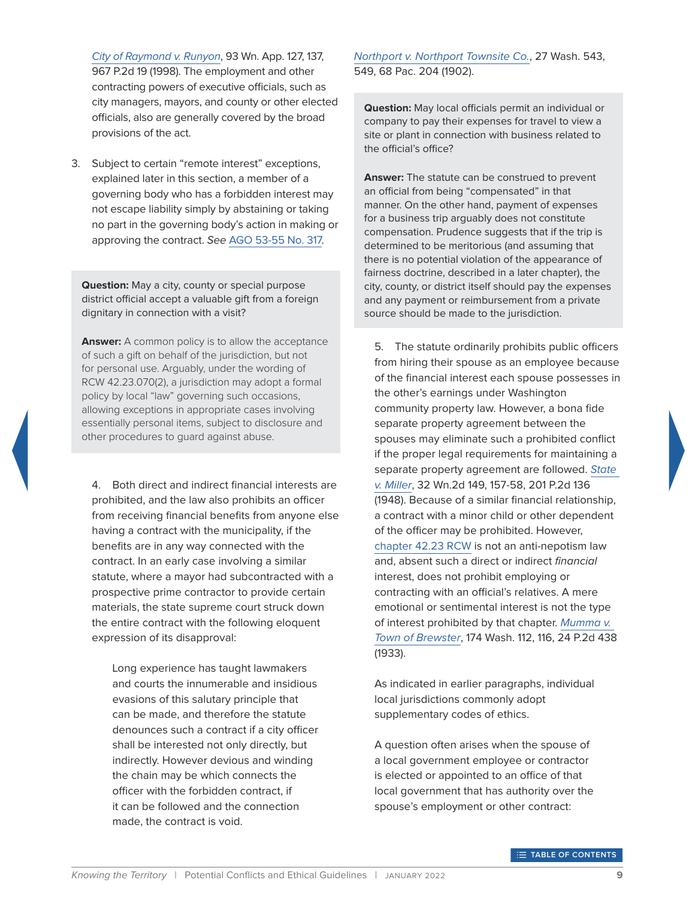*City of Raymond v. Runyon*, 93 Wn. App. 127, 137, 967 P.2d 19 (1998). The employment and other contracting powers of executive officials, such as city managers, mayors, and county or other elected officials, also are generally covered by the broad provisions of the act.

3. Subject to certain "remote interest" exceptions, explained later in this section, a member of a governing body who has a forbidden interest may not escape liability simply by abstaining or taking no part in the governing body's action in making or approving the contract. *See* AGO 53-55 No. 317.

> **Question:** May a city, county or special purpose district official accept a valuable gift from a foreign dignitary in connection with a visit?
>
> **Answer:** A common policy is to allow the acceptance of such a gift on behalf of the jurisdiction, but not for personal use. Arguably, under the wording of RCW 42.23.070(2), a jurisdiction may adopt a formal policy by local "law" governing such occasions, allowing exceptions in appropriate cases involving essentially personal items, subject to disclosure and other procedures to guard against abuse.

4. Both direct and indirect financial interests are prohibited, and the law also prohibits an officer from receiving financial benefits from anyone else having a contract with the municipality, if the benefits are in any way connected with the contract. In an early case involving a similar statute, where a mayor had subcontracted with a prospective prime contractor to provide certain materials, the state supreme court struck down the entire contract with the following eloquent expression of its disapproval:

> Long experience has taught lawmakers and courts the innumerable and insidious evasions of this salutary principle that can be made, and therefore the statute denounces such a contract if a city officer shall be interested not only directly, but indirectly. However devious and winding the chain may be which connects the officer with the forbidden contract, if it can be followed and the connection made, the contract is void.

*Northport v. Northport Townsite Co.*, 27 Wash. 543, 549, 68 Pac. 204 (1902).

> **Question:** May local officials permit an individual or company to pay their expenses for travel to view a site or plant in connection with business related to the official's office?
>
> **Answer:** The statute can be construed to prevent an official from being "compensated" in that manner. On the other hand, payment of expenses for a business trip arguably does not constitute compensation. Prudence suggests that if the trip is determined to be meritorious (and assuming that there is no potential violation of the appearance of fairness doctrine, described in a later chapter), the city, county, or district itself should pay the expenses and any payment or reimbursement from a private source should be made to the jurisdiction.

5. The statute ordinarily prohibits public officers from hiring their spouse as an employee because of the financial interest each spouse possesses in the other's earnings under Washington community property law. However, a bona fide separate property agreement between the spouses may eliminate such a prohibited conflict if the proper legal requirements for maintaining a separate property agreement are followed. *State v. Miller*, 32 Wn.2d 149, 157-58, 201 P.2d 136 (1948). Because of a similar financial relationship, a contract with a minor child or other dependent of the officer may be prohibited. However, chapter 42.23 RCW is not an anti-nepotism law and, absent such a direct or indirect *financial* interest, does not prohibit employing or contracting with an official's relatives. A mere emotional or sentimental interest is not the type of interest prohibited by that chapter. *Mumma v. Town of Brewster*, 174 Wash. 112, 116, 24 P.2d 438 (1933).

As indicated in earlier paragraphs, individual local jurisdictions commonly adopt supplementary codes of ethics.

A question often arises when the spouse of a local government employee or contractor is elected or appointed to an office of that local government that has authority over the spouse's employment or other contract: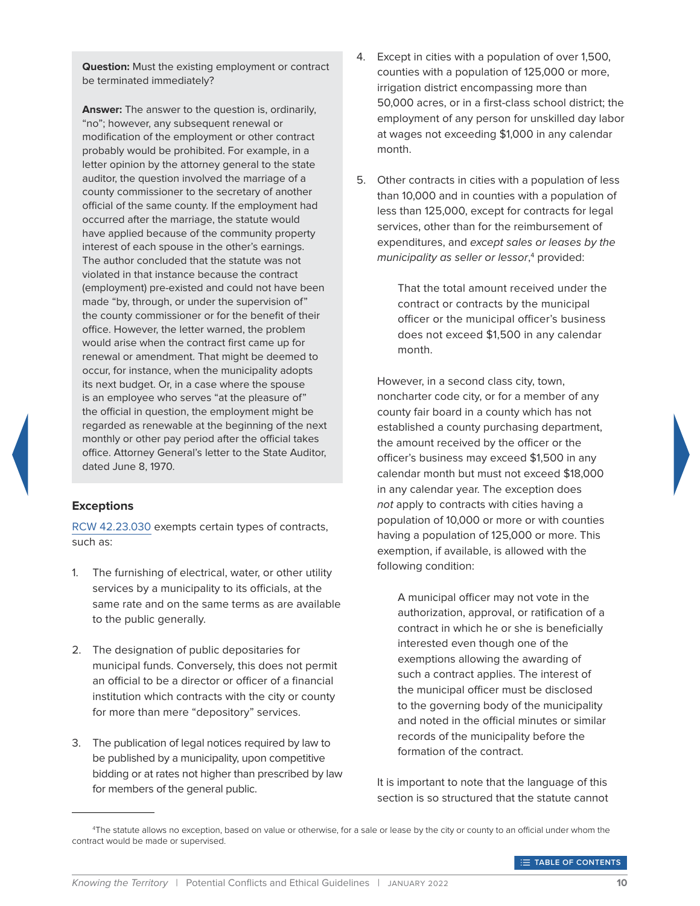**Question:** Must the existing employment or contract be terminated immediately?

**Answer:** The answer to the question is, ordinarily, "no"; however, any subsequent renewal or modification of the employment or other contract probably would be prohibited. For example, in a letter opinion by the attorney general to the state auditor, the question involved the marriage of a county commissioner to the secretary of another official of the same county. If the employment had occurred after the marriage, the statute would have applied because of the community property interest of each spouse in the other's earnings. The author concluded that the statute was not violated in that instance because the contract (employment) pre-existed and could not have been made "by, through, or under the supervision of" the county commissioner or for the benefit of their office. However, the letter warned, the problem would arise when the contract first came up for renewal or amendment. That might be deemed to occur, for instance, when the municipality adopts its next budget. Or, in a case where the spouse is an employee who serves "at the pleasure of" the official in question, the employment might be regarded as renewable at the beginning of the next monthly or other pay period after the official takes office. Attorney General's letter to the State Auditor, dated June 8, 1970.

### Exceptions

RCW 42.23.030 exempts certain types of contracts, such as:

1. The furnishing of electrical, water, or other utility services by a municipality to its officials, at the same rate and on the same terms as are available to the public generally.

2. The designation of public depositaries for municipal funds. Conversely, this does not permit an official to be a director or officer of a financial institution which contracts with the city or county for more than mere "depository" services.

3. The publication of legal notices required by law to be published by a municipality, upon competitive bidding or at rates not higher than prescribed by law for members of the general public.

4. Except in cities with a population of over 1,500, counties with a population of 125,000 or more, irrigation district encompassing more than 50,000 acres, or in a first-class school district; the employment of any person for unskilled day labor at wages not exceeding $1,000 in any calendar month.

5. Other contracts in cities with a population of less than 10,000 and in counties with a population of less than 125,000, except for contracts for legal services, other than for the reimbursement of expenditures, and *except sales or leases by the municipality as seller or lessor*,[4] provided:

   > That the total amount received under the contract or contracts by the municipal officer or the municipal officer's business does not exceed $1,500 in any calendar month.

   However, in a second class city, town, noncharter code city, or for a member of any county fair board in a county which has not established a county purchasing department, the amount received by the officer or the officer's business may exceed $1,500 in any calendar month but must not exceed $18,000 in any calendar year. The exception does *not* apply to contracts with cities having a population of 10,000 or more or with counties having a population of 125,000 or more. This exemption, if available, is allowed with the following condition:

   > A municipal officer may not vote in the authorization, approval, or ratification of a contract in which he or she is beneficially interested even though one of the exemptions allowing the awarding of such a contract applies. The interest of the municipal officer must be disclosed to the governing body of the municipality and noted in the official minutes or similar records of the municipality before the formation of the contract.

   It is important to note that the language of this section is so structured that the statute cannot

[4] The statute allows no exception, based on value or otherwise, for a sale or lease by the city or county to an official under whom the contract would be made or supervised.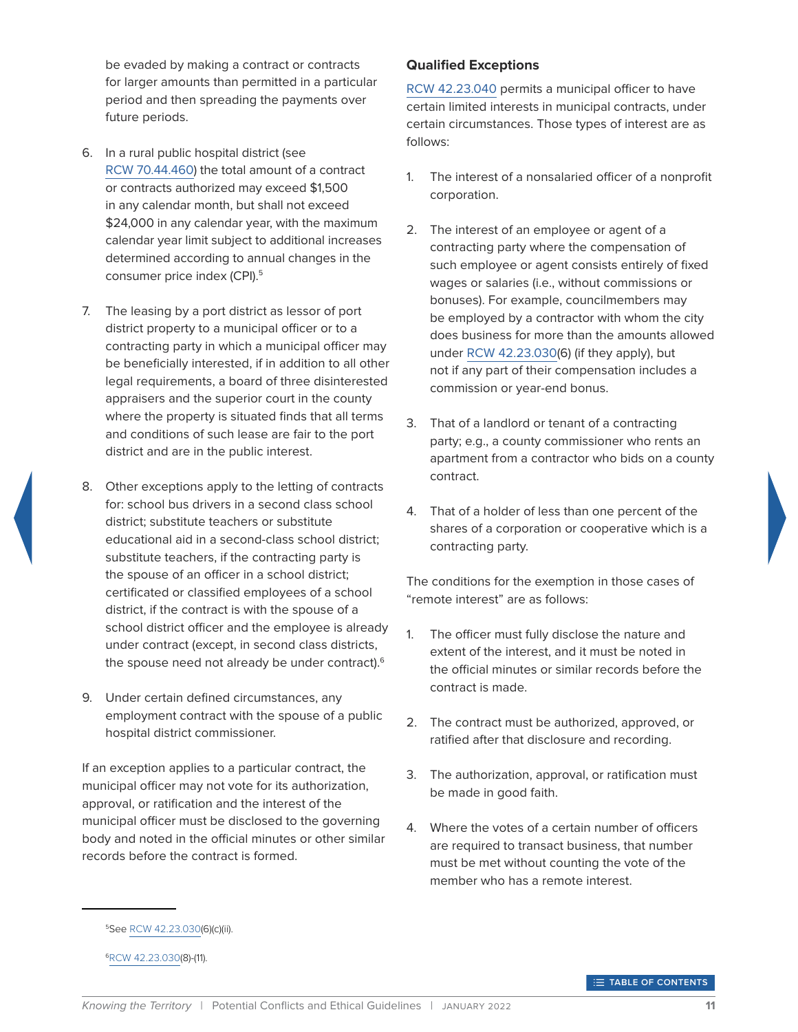be evaded by making a contract or contracts for larger amounts than permitted in a particular period and then spreading the payments over future periods.

6. In a rural public hospital district (see RCW 70.44.460) the total amount of a contract or contracts authorized may exceed $1,500 in any calendar month, but shall not exceed $24,000 in any calendar year, with the maximum calendar year limit subject to additional increases determined according to annual changes in the consumer price index (CPI).[5]

7. The leasing by a port district as lessor of port district property to a municipal officer or to a contracting party in which a municipal officer may be beneficially interested, if in addition to all other legal requirements, a board of three disinterested appraisers and the superior court in the county where the property is situated finds that all terms and conditions of such lease are fair to the port district and are in the public interest.

8. Other exceptions apply to the letting of contracts for: school bus drivers in a second class school district; substitute teachers or substitute educational aid in a second-class school district; substitute teachers, if the contracting party is the spouse of an officer in a school district; certificated or classified employees of a school district, if the contract is with the spouse of a school district officer and the employee is already under contract (except, in second class districts, the spouse need not already be under contract).[6]

9. Under certain defined circumstances, any employment contract with the spouse of a public hospital district commissioner.

If an exception applies to a particular contract, the municipal officer may not vote for its authorization, approval, or ratification and the interest of the municipal officer must be disclosed to the governing body and noted in the official minutes or other similar records before the contract is formed.

### Qualified Exceptions

RCW 42.23.040 permits a municipal officer to have certain limited interests in municipal contracts, under certain circumstances. Those types of interest are as follows:

1. The interest of a nonsalaried officer of a nonprofit corporation.

2. The interest of an employee or agent of a contracting party where the compensation of such employee or agent consists entirely of fixed wages or salaries (i.e., without commissions or bonuses). For example, councilmembers may be employed by a contractor with whom the city does business for more than the amounts allowed under RCW 42.23.030(6) (if they apply), but not if any part of their compensation includes a commission or year-end bonus.

3. That of a landlord or tenant of a contracting party; e.g., a county commissioner who rents an apartment from a contractor who bids on a county contract.

4. That of a holder of less than one percent of the shares of a corporation or cooperative which is a contracting party.

The conditions for the exemption in those cases of "remote interest" are as follows:

1. The officer must fully disclose the nature and extent of the interest, and it must be noted in the official minutes or similar records before the contract is made.

2. The contract must be authorized, approved, or ratified after that disclosure and recording.

3. The authorization, approval, or ratification must be made in good faith.

4. Where the votes of a certain number of officers are required to transact business, that number must be met without counting the vote of the member who has a remote interest.

---

[5] See RCW 42.23.030(6)(c)(ii).

[6] RCW 42.23.030(8)-(11).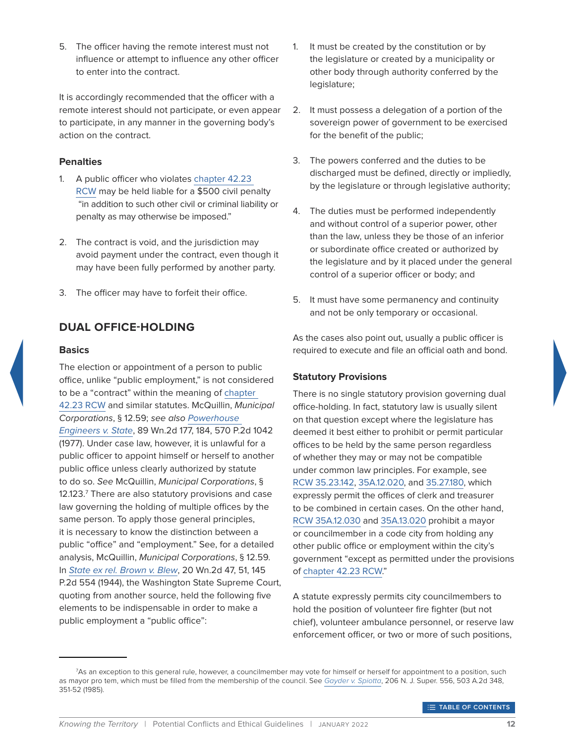5. The officer having the remote interest must not influence or attempt to influence any other officer to enter into the contract.

It is accordingly recommended that the officer with a remote interest should not participate, or even appear to participate, in any manner in the governing body's action on the contract.

### Penalties

1. A public officer who violates chapter 42.23 RCW may be held liable for a $500 civil penalty "in addition to such other civil or criminal liability or penalty as may otherwise be imposed."

2. The contract is void, and the jurisdiction may avoid payment under the contract, even though it may have been fully performed by another party.

3. The officer may have to forfeit their office.

## DUAL OFFICE-HOLDING

### Basics

The election or appointment of a person to public office, unlike "public employment," is not considered to be a "contract" within the meaning of chapter 42.23 RCW and similar statutes. McQuillin, *Municipal Corporations*, § 12.59; *see also Powerhouse Engineers v. State*, 89 Wn.2d 177, 184, 570 P.2d 1042 (1977). Under case law, however, it is unlawful for a public officer to appoint himself or herself to another public office unless clearly authorized by statute to do so. *See* McQuillin, *Municipal Corporations*, § 12.123.[7] There are also statutory provisions and case law governing the holding of multiple offices by the same person. To apply those general principles, it is necessary to know the distinction between a public "office" and "employment." See, for a detailed analysis, McQuillin, *Municipal Corporations*, § 12.59. In *State ex rel. Brown v. Blew*, 20 Wn.2d 47, 51, 145 P.2d 554 (1944), the Washington State Supreme Court, quoting from another source, held the following five elements to be indispensable in order to make a public employment a "public office":

1. It must be created by the constitution or by the legislature or created by a municipality or other body through authority conferred by the legislature;

2. It must possess a delegation of a portion of the sovereign power of government to be exercised for the benefit of the public;

3. The powers conferred and the duties to be discharged must be defined, directly or impliedly, by the legislature or through legislative authority;

4. The duties must be performed independently and without control of a superior power, other than the law, unless they be those of an inferior or subordinate office created or authorized by the legislature and by it placed under the general control of a superior officer or body; and

5. It must have some permanency and continuity and not be only temporary or occasional.

As the cases also point out, usually a public officer is required to execute and file an official oath and bond.

### Statutory Provisions

There is no single statutory provision governing dual office-holding. In fact, statutory law is usually silent on that question except where the legislature has deemed it best either to prohibit or permit particular offices to be held by the same person regardless of whether they may or may not be compatible under common law principles. For example, see RCW 35.23.142, 35A.12.020, and 35.27.180, which expressly permit the offices of clerk and treasurer to be combined in certain cases. On the other hand, RCW 35A.12.030 and 35A.13.020 prohibit a mayor or councilmember in a code city from holding any other public office or employment within the city's government "except as permitted under the provisions of chapter 42.23 RCW."

A statute expressly permits city councilmembers to hold the position of volunteer fire fighter (but not chief), volunteer ambulance personnel, or reserve law enforcement officer, or two or more of such positions,

---

[7] As an exception to this general rule, however, a councilmember may vote for himself or herself for appointment to a position, such as mayor pro tem, which must be filled from the membership of the council. See *Gayder v. Spiotta*, 206 N. J. Super. 556, 503 A.2d 348, 351-52 (1985).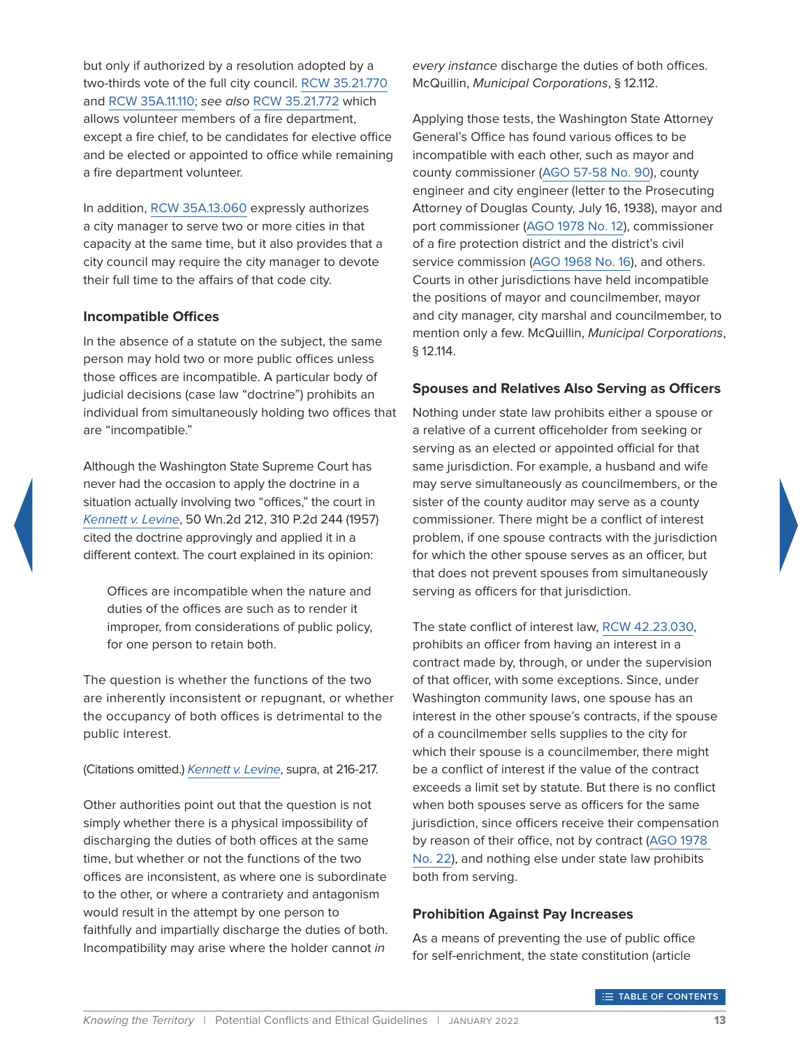but only if authorized by a resolution adopted by a two-thirds vote of the full city council. RCW 35.21.770 and RCW 35A.11.110; *see also* RCW 35.21.772 which allows volunteer members of a fire department, except a fire chief, to be candidates for elective office and be elected or appointed to office while remaining a fire department volunteer.

In addition, RCW 35A.13.060 expressly authorizes a city manager to serve two or more cities in that capacity at the same time, but it also provides that a city council may require the city manager to devote their full time to the affairs of that code city.

### Incompatible Offices

In the absence of a statute on the subject, the same person may hold two or more public offices unless those offices are incompatible. A particular body of judicial decisions (case law "doctrine") prohibits an individual from simultaneously holding two offices that are "incompatible."

Although the Washington State Supreme Court has never had the occasion to apply the doctrine in a situation actually involving two "offices," the court in *Kennett v. Levine*, 50 Wn.2d 212, 310 P.2d 244 (1957) cited the doctrine approvingly and applied it in a different context. The court explained in its opinion:

> Offices are incompatible when the nature and duties of the offices are such as to render it improper, from considerations of public policy, for one person to retain both.

The question is whether the functions of the two are inherently inconsistent or repugnant, or whether the occupancy of both offices is detrimental to the public interest.

(Citations omitted.) *Kennett v. Levine*, supra, at 216-217.

Other authorities point out that the question is not simply whether there is a physical impossibility of discharging the duties of both offices at the same time, but whether or not the functions of the two offices are inconsistent, as where one is subordinate to the other, or where a contrariety and antagonism would result in the attempt by one person to faithfully and impartially discharge the duties of both. Incompatibility may arise where the holder cannot *in every instance* discharge the duties of both offices. McQuillin, *Municipal Corporations*, § 12.112.

Applying those tests, the Washington State Attorney General's Office has found various offices to be incompatible with each other, such as mayor and county commissioner (AGO 57-58 No. 90), county engineer and city engineer (letter to the Prosecuting Attorney of Douglas County, July 16, 1938), mayor and port commissioner (AGO 1978 No. 12), commissioner of a fire protection district and the district's civil service commission (AGO 1968 No. 16), and others. Courts in other jurisdictions have held incompatible the positions of mayor and councilmember, mayor and city manager, city marshal and councilmember, to mention only a few. McQuillin, *Municipal Corporations*, § 12.114.

### Spouses and Relatives Also Serving as Officers

Nothing under state law prohibits either a spouse or a relative of a current officeholder from seeking or serving as an elected or appointed official for that same jurisdiction. For example, a husband and wife may serve simultaneously as councilmembers, or the sister of the county auditor may serve as a county commissioner. There might be a conflict of interest problem, if one spouse contracts with the jurisdiction for which the other spouse serves as an officer, but that does not prevent spouses from simultaneously serving as officers for that jurisdiction.

The state conflict of interest law, RCW 42.23.030, prohibits an officer from having an interest in a contract made by, through, or under the supervision of that officer, with some exceptions. Since, under Washington community laws, one spouse has an interest in the other spouse's contracts, if the spouse of a councilmember sells supplies to the city for which their spouse is a councilmember, there might be a conflict of interest if the value of the contract exceeds a limit set by statute. But there is no conflict when both spouses serve as officers for the same jurisdiction, since officers receive their compensation by reason of their office, not by contract (AGO 1978 No. 22), and nothing else under state law prohibits both from serving.

### Prohibition Against Pay Increases

As a means of preventing the use of public office for self-enrichment, the state constitution (article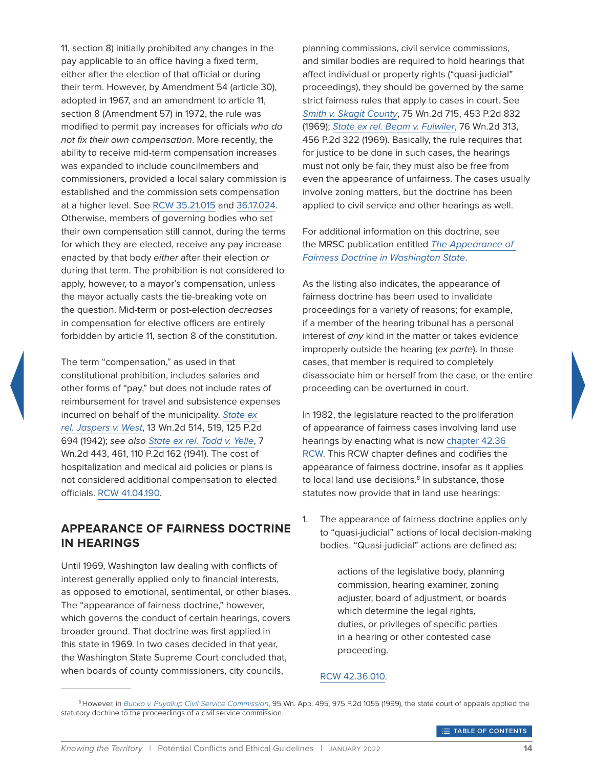11, section 8) initially prohibited any changes in the pay applicable to an office having a fixed term, either after the election of that official or during their term. However, by Amendment 54 (article 30), adopted in 1967, and an amendment to article 11, section 8 (Amendment 57) in 1972, the rule was modified to permit pay increases for officials *who do not fix their own compensation*. More recently, the ability to receive mid-term compensation increases was expanded to include councilmembers and commissioners, provided a local salary commission is established and the commission sets compensation at a higher level. See RCW 35.21.015 and 36.17.024. Otherwise, members of governing bodies who set their own compensation still cannot, during the terms for which they are elected, receive any pay increase enacted by that body *either* after their election *or* during that term. The prohibition is not considered to apply, however, to a mayor's compensation, unless the mayor actually casts the tie-breaking vote on the question. Mid-term or post-election *decreases* in compensation for elective officers are entirely forbidden by article 11, section 8 of the constitution.

The term "compensation," as used in that constitutional prohibition, includes salaries and other forms of "pay," but does not include rates of reimbursement for travel and subsistence expenses incurred on behalf of the municipality. *State ex rel. Jaspers v. West*, 13 Wn.2d 514, 519, 125 P.2d 694 (1942); *see also State ex rel. Todd v. Yelle*, 7 Wn.2d 443, 461, 110 P.2d 162 (1941). The cost of hospitalization and medical aid policies or plans is not considered additional compensation to elected officials. RCW 41.04.190.

## APPEARANCE OF FAIRNESS DOCTRINE IN HEARINGS

Until 1969, Washington law dealing with conflicts of interest generally applied only to financial interests, as opposed to emotional, sentimental, or other biases. The "appearance of fairness doctrine," however, which governs the conduct of certain hearings, covers broader ground. That doctrine was first applied in this state in 1969. In two cases decided in that year, the Washington State Supreme Court concluded that, when boards of county commissioners, city councils, planning commissions, civil service commissions, and similar bodies are required to hold hearings that affect individual or property rights ("quasi-judicial" proceedings), they should be governed by the same strict fairness rules that apply to cases in court. See *Smith v. Skagit County*, 75 Wn.2d 715, 453 P.2d 832 (1969); *State ex rel. Beam v. Fulwiler*, 76 Wn.2d 313, 456 P.2d 322 (1969). Basically, the rule requires that for justice to be done in such cases, the hearings must not only be fair, they must also be free from even the appearance of unfairness. The cases usually involve zoning matters, but the doctrine has been applied to civil service and other hearings as well.

For additional information on this doctrine, see the MRSC publication entitled *The Appearance of Fairness Doctrine in Washington State*.

As the listing also indicates, the appearance of fairness doctrine has been used to invalidate proceedings for a variety of reasons; for example, if a member of the hearing tribunal has a personal interest of *any* kind in the matter or takes evidence improperly outside the hearing (*ex parte*). In those cases, that member is required to completely disassociate him or herself from the case, or the entire proceeding can be overturned in court.

In 1982, the legislature reacted to the proliferation of appearance of fairness cases involving land use hearings by enacting what is now chapter 42.36 RCW. This RCW chapter defines and codifies the appearance of fairness doctrine, insofar as it applies to local land use decisions.[8] In substance, those statutes now provide that in land use hearings:

1. The appearance of fairness doctrine applies only to "quasi-judicial" actions of local decision-making bodies. "Quasi-judicial" actions are defined as:

   > actions of the legislative body, planning commission, hearing examiner, zoning adjuster, board of adjustment, or boards which determine the legal rights, duties, or privileges of specific parties in a hearing or other contested case proceeding.

   RCW 42.36.010.

[8] However, in *Bunko v. Puyallup Civil Service Commission*, 95 Wn. App. 495, 975 P.2d 1055 (1999), the state court of appeals applied the statutory doctrine to the proceedings of a civil service commission.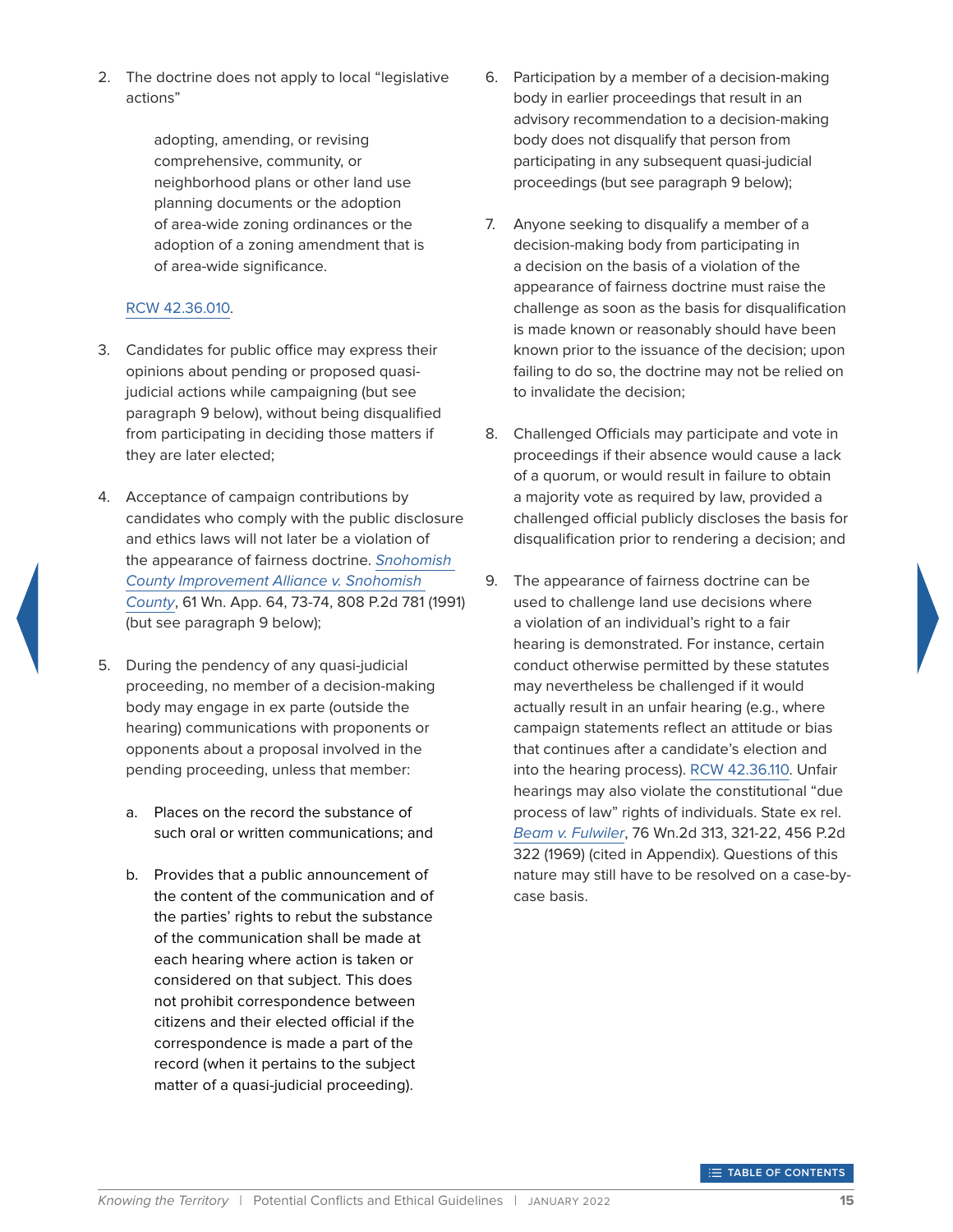2. The doctrine does not apply to local "legislative actions"

   > adopting, amending, or revising comprehensive, community, or neighborhood plans or other land use planning documents or the adoption of area-wide zoning ordinances or the adoption of a zoning amendment that is of area-wide significance.

   RCW 42.36.010.

3. Candidates for public office may express their opinions about pending or proposed quasi-judicial actions while campaigning (but see paragraph 9 below), without being disqualified from participating in deciding those matters if they are later elected;

4. Acceptance of campaign contributions by candidates who comply with the public disclosure and ethics laws will not later be a violation of the appearance of fairness doctrine. *Snohomish County Improvement Alliance v. Snohomish County*, 61 Wn. App. 64, 73-74, 808 P.2d 781 (1991) (but see paragraph 9 below);

5. During the pendency of any quasi-judicial proceeding, no member of a decision-making body may engage in ex parte (outside the hearing) communications with proponents or opponents about a proposal involved in the pending proceeding, unless that member:

   a. Places on the record the substance of such oral or written communications; and

   b. Provides that a public announcement of the content of the communication and of the parties' rights to rebut the substance of the communication shall be made at each hearing where action is taken or considered on that subject. This does not prohibit correspondence between citizens and their elected official if the correspondence is made a part of the record (when it pertains to the subject matter of a quasi-judicial proceeding).

6. Participation by a member of a decision-making body in earlier proceedings that result in an advisory recommendation to a decision-making body does not disqualify that person from participating in any subsequent quasi-judicial proceedings (but see paragraph 9 below);

7. Anyone seeking to disqualify a member of a decision-making body from participating in a decision on the basis of a violation of the appearance of fairness doctrine must raise the challenge as soon as the basis for disqualification is made known or reasonably should have been known prior to the issuance of the decision; upon failing to do so, the doctrine may not be relied on to invalidate the decision;

8. Challenged Officials may participate and vote in proceedings if their absence would cause a lack of a quorum, or would result in failure to obtain a majority vote as required by law, provided a challenged official publicly discloses the basis for disqualification prior to rendering a decision; and

9. The appearance of fairness doctrine can be used to challenge land use decisions where a violation of an individual's right to a fair hearing is demonstrated. For instance, certain conduct otherwise permitted by these statutes may nevertheless be challenged if it would actually result in an unfair hearing (e.g., where campaign statements reflect an attitude or bias that continues after a candidate's election and into the hearing process). RCW 42.36.110. Unfair hearings may also violate the constitutional "due process of law" rights of individuals. State ex rel. *Beam v. Fulwiler*, 76 Wn.2d 313, 321-22, 456 P.2d 322 (1969) (cited in Appendix). Questions of this nature may still have to be resolved on a case-by-case basis.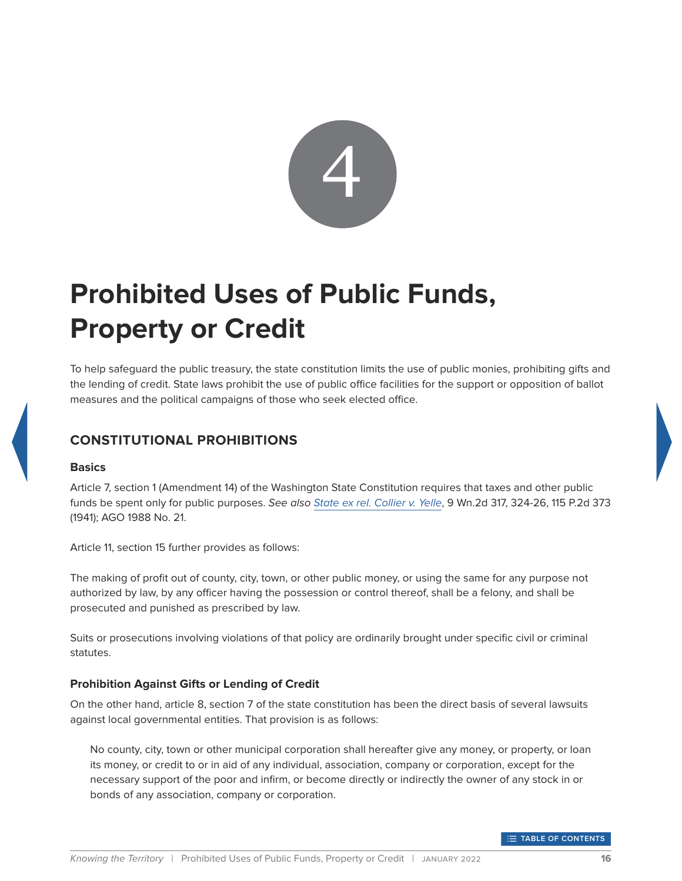4

# Prohibited Uses of Public Funds, Property or Credit

To help safeguard the public treasury, the state constitution limits the use of public monies, prohibiting gifts and the lending of credit. State laws prohibit the use of public office facilities for the support or opposition of ballot measures and the political campaigns of those who seek elected office.

## CONSTITUTIONAL PROHIBITIONS

### Basics

Article 7, section 1 (Amendment 14) of the Washington State Constitution requires that taxes and other public funds be spent only for public purposes. *See also* *State ex rel. Collier v. Yelle*, 9 Wn.2d 317, 324-26, 115 P.2d 373 (1941); AGO 1988 No. 21.

Article 11, section 15 further provides as follows:

The making of profit out of county, city, town, or other public money, or using the same for any purpose not authorized by law, by any officer having the possession or control thereof, shall be a felony, and shall be prosecuted and punished as prescribed by law.

Suits or prosecutions involving violations of that policy are ordinarily brought under specific civil or criminal statutes.

### Prohibition Against Gifts or Lending of Credit

On the other hand, article 8, section 7 of the state constitution has been the direct basis of several lawsuits against local governmental entities. That provision is as follows:

> No county, city, town or other municipal corporation shall hereafter give any money, or property, or loan its money, or credit to or in aid of any individual, association, company or corporation, except for the necessary support of the poor and infirm, or become directly or indirectly the owner of any stock in or bonds of any association, company or corporation.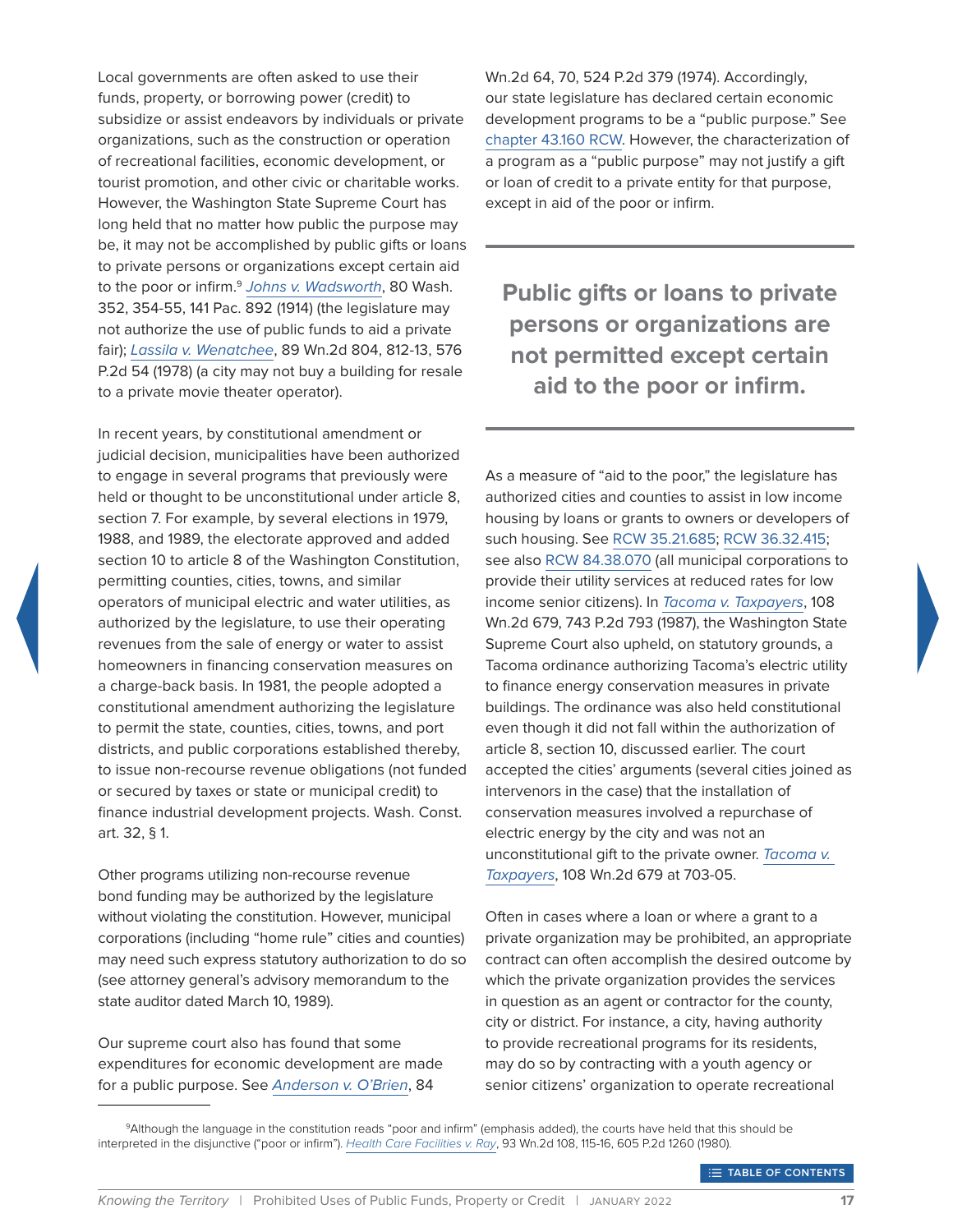Local governments are often asked to use their funds, property, or borrowing power (credit) to subsidize or assist endeavors by individuals or private organizations, such as the construction or operation of recreational facilities, economic development, or tourist promotion, and other civic or charitable works. However, the Washington State Supreme Court has long held that no matter how public the purpose may be, it may not be accomplished by public gifts or loans to private persons or organizations except certain aid to the poor or infirm.[9] *Johns v. Wadsworth*, 80 Wash. 352, 354-55, 141 Pac. 892 (1914) (the legislature may not authorize the use of public funds to aid a private fair); *Lassila v. Wenatchee*, 89 Wn.2d 804, 812-13, 576 P.2d 54 (1978) (a city may not buy a building for resale to a private movie theater operator).

In recent years, by constitutional amendment or judicial decision, municipalities have been authorized to engage in several programs that previously were held or thought to be unconstitutional under article 8, section 7. For example, by several elections in 1979, 1988, and 1989, the electorate approved and added section 10 to article 8 of the Washington Constitution, permitting counties, cities, towns, and similar operators of municipal electric and water utilities, as authorized by the legislature, to use their operating revenues from the sale of energy or water to assist homeowners in financing conservation measures on a charge-back basis. In 1981, the people adopted a constitutional amendment authorizing the legislature to permit the state, counties, cities, towns, and port districts, and public corporations established thereby, to issue non-recourse revenue obligations (not funded or secured by taxes or state or municipal credit) to finance industrial development projects. Wash. Const. art. 32, § 1.

Other programs utilizing non-recourse revenue bond funding may be authorized by the legislature without violating the constitution. However, municipal corporations (including "home rule" cities and counties) may need such express statutory authorization to do so (see attorney general's advisory memorandum to the state auditor dated March 10, 1989).

Our supreme court also has found that some expenditures for economic development are made for a public purpose. See *Anderson v. O'Brien*, 84 Wn.2d 64, 70, 524 P.2d 379 (1974). Accordingly, our state legislature has declared certain economic development programs to be a "public purpose." See chapter 43.160 RCW. However, the characterization of a program as a "public purpose" may not justify a gift or loan of credit to a private entity for that purpose, except in aid of the poor or infirm.

**Public gifts or loans to private persons or organizations are not permitted except certain aid to the poor or infirm.**

As a measure of "aid to the poor," the legislature has authorized cities and counties to assist in low income housing by loans or grants to owners or developers of such housing. See RCW 35.21.685; RCW 36.32.415; see also RCW 84.38.070 (all municipal corporations to provide their utility services at reduced rates for low income senior citizens). In *Tacoma v. Taxpayers*, 108 Wn.2d 679, 743 P.2d 793 (1987), the Washington State Supreme Court also upheld, on statutory grounds, a Tacoma ordinance authorizing Tacoma's electric utility to finance energy conservation measures in private buildings. The ordinance was also held constitutional even though it did not fall within the authorization of article 8, section 10, discussed earlier. The court accepted the cities' arguments (several cities joined as intervenors in the case) that the installation of conservation measures involved a repurchase of electric energy by the city and was not an unconstitutional gift to the private owner. *Tacoma v. Taxpayers*, 108 Wn.2d 679 at 703-05.

Often in cases where a loan or where a grant to a private organization may be prohibited, an appropriate contract can often accomplish the desired outcome by which the private organization provides the services in question as an agent or contractor for the county, city or district. For instance, a city, having authority to provide recreational programs for its residents, may do so by contracting with a youth agency or senior citizens' organization to operate recreational

[9] Although the language in the constitution reads "poor and infirm" (emphasis added), the courts have held that this should be interpreted in the disjunctive ("poor or infirm"). *Health Care Facilities v. Ray*, 93 Wn.2d 108, 115-16, 605 P.2d 1260 (1980).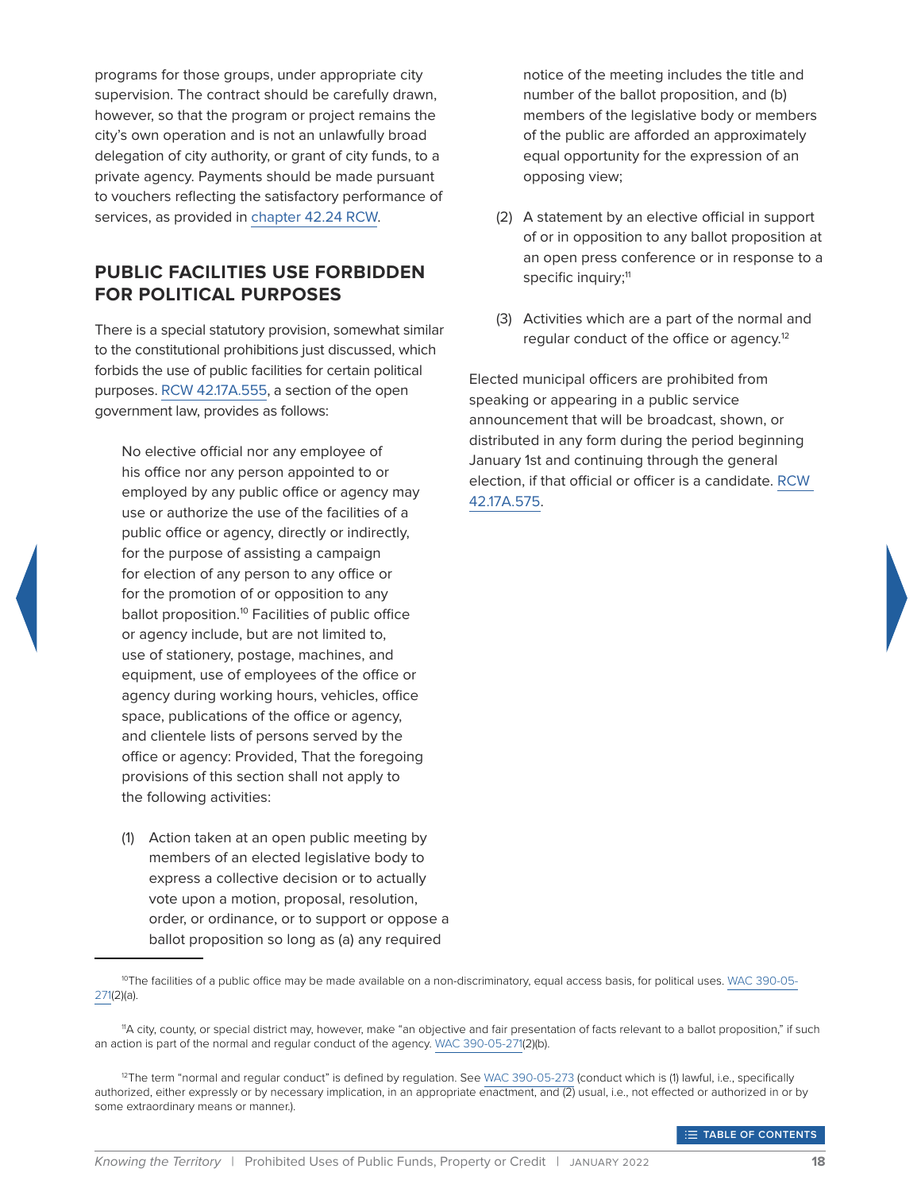programs for those groups, under appropriate city supervision. The contract should be carefully drawn, however, so that the program or project remains the city's own operation and is not an unlawfully broad delegation of city authority, or grant of city funds, to a private agency. Payments should be made pursuant to vouchers reflecting the satisfactory performance of services, as provided in chapter 42.24 RCW.

## PUBLIC FACILITIES USE FORBIDDEN FOR POLITICAL PURPOSES

There is a special statutory provision, somewhat similar to the constitutional prohibitions just discussed, which forbids the use of public facilities for certain political purposes. RCW 42.17A.555, a section of the open government law, provides as follows:

> No elective official nor any employee of his office nor any person appointed to or employed by any public office or agency may use or authorize the use of the facilities of a public office or agency, directly or indirectly, for the purpose of assisting a campaign for election of any person to any office or for the promotion of or opposition to any ballot proposition.[10] Facilities of public office or agency include, but are not limited to, use of stationery, postage, machines, and equipment, use of employees of the office or agency during working hours, vehicles, office space, publications of the office or agency, and clientele lists of persons served by the office or agency: Provided, That the foregoing provisions of this section shall not apply to the following activities:
>
> (1) Action taken at an open public meeting by members of an elected legislative body to express a collective decision or to actually vote upon a motion, proposal, resolution, order, or ordinance, or to support or oppose a ballot proposition so long as (a) any required notice of the meeting includes the title and number of the ballot proposition, and (b) members of the legislative body or members of the public are afforded an approximately equal opportunity for the expression of an opposing view;
>
> (2) A statement by an elective official in support of or in opposition to any ballot proposition at an open press conference or in response to a specific inquiry;[11]
>
> (3) Activities which are a part of the normal and regular conduct of the office or agency.[12]

Elected municipal officers are prohibited from speaking or appearing in a public service announcement that will be broadcast, shown, or distributed in any form during the period beginning January 1st and continuing through the general election, if that official or officer is a candidate. RCW 42.17A.575.

---

[10] The facilities of a public office may be made available on a non-discriminatory, equal access basis, for political uses. WAC 390-05-271(2)(a).

[11] A city, county, or special district may, however, make "an objective and fair presentation of facts relevant to a ballot proposition," if such an action is part of the normal and regular conduct of the agency. WAC 390-05-271(2)(b).

[12] The term "normal and regular conduct" is defined by regulation. See WAC 390-05-273 (conduct which is (1) lawful, i.e., specifically authorized, either expressly or by necessary implication, in an appropriate enactment, and (2) usual, i.e., not effected or authorized in or by some extraordinary means or manner.).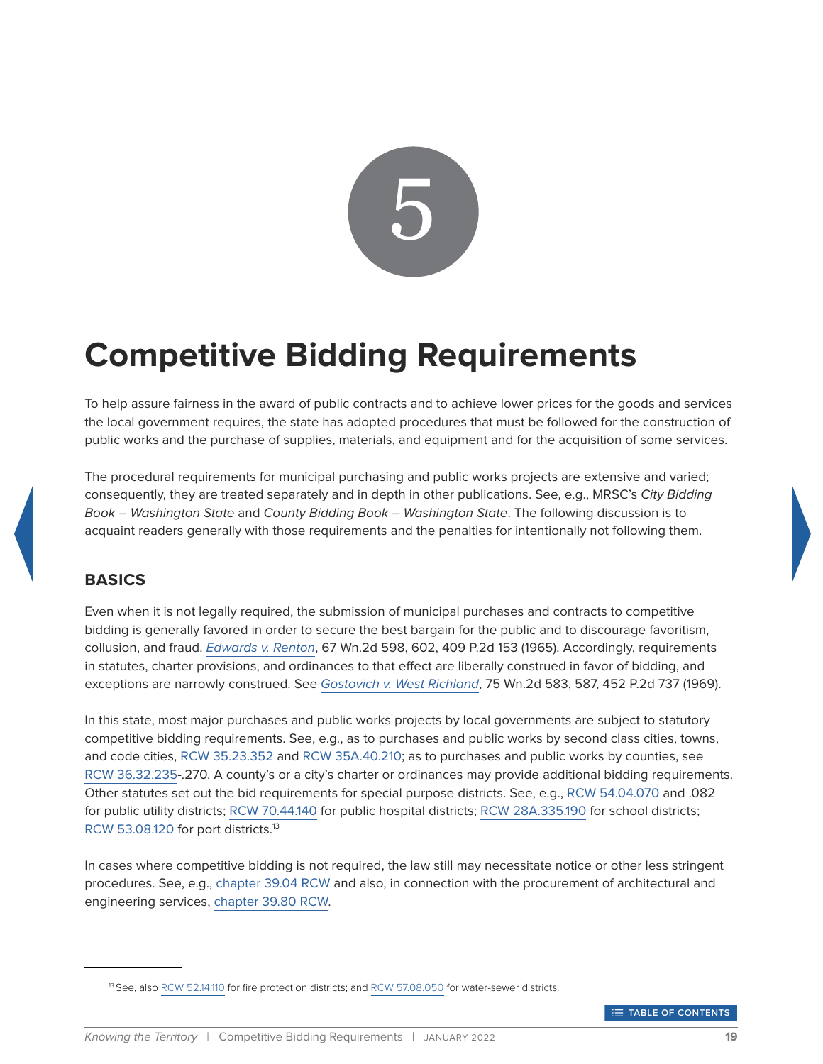# 5

# Competitive Bidding Requirements

To help assure fairness in the award of public contracts and to achieve lower prices for the goods and services the local government requires, the state has adopted procedures that must be followed for the construction of public works and the purchase of supplies, materials, and equipment and for the acquisition of some services.

The procedural requirements for municipal purchasing and public works projects are extensive and varied; consequently, they are treated separately and in depth in other publications. See, e.g., MRSC's *City Bidding Book – Washington State* and *County Bidding Book – Washington State*. The following discussion is to acquaint readers generally with those requirements and the penalties for intentionally not following them.

## BASICS

Even when it is not legally required, the submission of municipal purchases and contracts to competitive bidding is generally favored in order to secure the best bargain for the public and to discourage favoritism, collusion, and fraud. *Edwards v. Renton*, 67 Wn.2d 598, 602, 409 P.2d 153 (1965). Accordingly, requirements in statutes, charter provisions, and ordinances to that effect are liberally construed in favor of bidding, and exceptions are narrowly construed. See *Gostovich v. West Richland*, 75 Wn.2d 583, 587, 452 P.2d 737 (1969).

In this state, most major purchases and public works projects by local governments are subject to statutory competitive bidding requirements. See, e.g., as to purchases and public works by second class cities, towns, and code cities, RCW 35.23.352 and RCW 35A.40.210; as to purchases and public works by counties, see RCW 36.32.235-.270. A county's or a city's charter or ordinances may provide additional bidding requirements. Other statutes set out the bid requirements for special purpose districts. See, e.g., RCW 54.04.070 and .082 for public utility districts; RCW 70.44.140 for public hospital districts; RCW 28A.335.190 for school districts; RCW 53.08.120 for port districts.[13]

In cases where competitive bidding is not required, the law still may necessitate notice or other less stringent procedures. See, e.g., chapter 39.04 RCW and also, in connection with the procurement of architectural and engineering services, chapter 39.80 RCW.

---

[13] See, also RCW 52.14.110 for fire protection districts; and RCW 57.08.050 for water-sewer districts.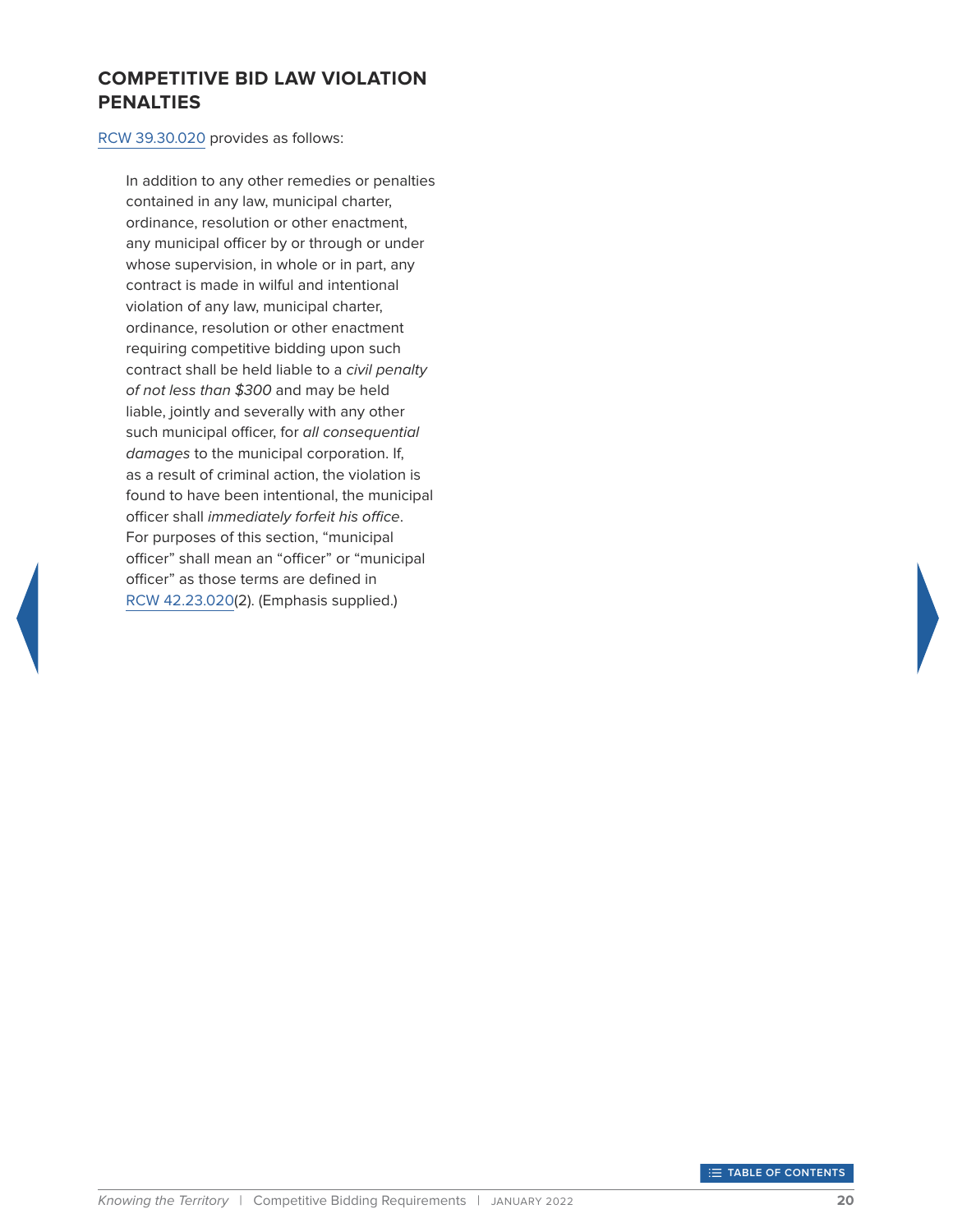## COMPETITIVE BID LAW VIOLATION PENALTIES

RCW 39.30.020 provides as follows:

> In addition to any other remedies or penalties contained in any law, municipal charter, ordinance, resolution or other enactment, any municipal officer by or through or under whose supervision, in whole or in part, any contract is made in wilful and intentional violation of any law, municipal charter, ordinance, resolution or other enactment requiring competitive bidding upon such contract shall be held liable to a *civil penalty of not less than $300* and may be held liable, jointly and severally with any other such municipal officer, for *all consequential damages* to the municipal corporation. If, as a result of criminal action, the violation is found to have been intentional, the municipal officer shall *immediately forfeit his office*. For purposes of this section, "municipal officer" shall mean an "officer" or "municipal officer" as those terms are defined in RCW 42.23.020(2). (Emphasis supplied.)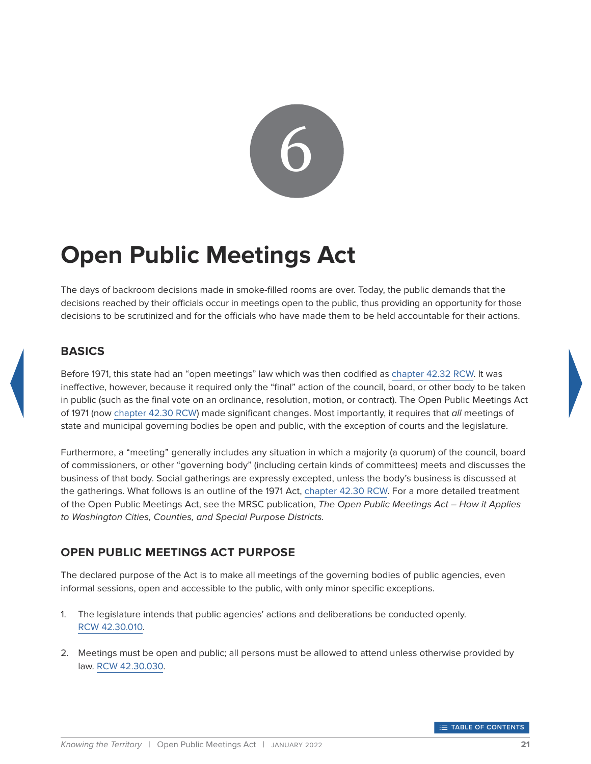6

# Open Public Meetings Act

The days of backroom decisions made in smoke-filled rooms are over. Today, the public demands that the decisions reached by their officials occur in meetings open to the public, thus providing an opportunity for those decisions to be scrutinized and for the officials who have made them to be held accountable for their actions.

## BASICS

Before 1971, this state had an "open meetings" law which was then codified as chapter 42.32 RCW. It was ineffective, however, because it required only the "final" action of the council, board, or other body to be taken in public (such as the final vote on an ordinance, resolution, motion, or contract). The Open Public Meetings Act of 1971 (now chapter 42.30 RCW) made significant changes. Most importantly, it requires that *all* meetings of state and municipal governing bodies be open and public, with the exception of courts and the legislature.

Furthermore, a "meeting" generally includes any situation in which a majority (a quorum) of the council, board of commissioners, or other "governing body" (including certain kinds of committees) meets and discusses the business of that body. Social gatherings are expressly excepted, unless the body's business is discussed at the gatherings. What follows is an outline of the 1971 Act, chapter 42.30 RCW. For a more detailed treatment of the Open Public Meetings Act, see the MRSC publication, *The Open Public Meetings Act – How it Applies to Washington Cities, Counties, and Special Purpose Districts.*

## OPEN PUBLIC MEETINGS ACT PURPOSE

The declared purpose of the Act is to make all meetings of the governing bodies of public agencies, even informal sessions, open and accessible to the public, with only minor specific exceptions.

1. The legislature intends that public agencies' actions and deliberations be conducted openly. RCW 42.30.010.

2. Meetings must be open and public; all persons must be allowed to attend unless otherwise provided by law. RCW 42.30.030.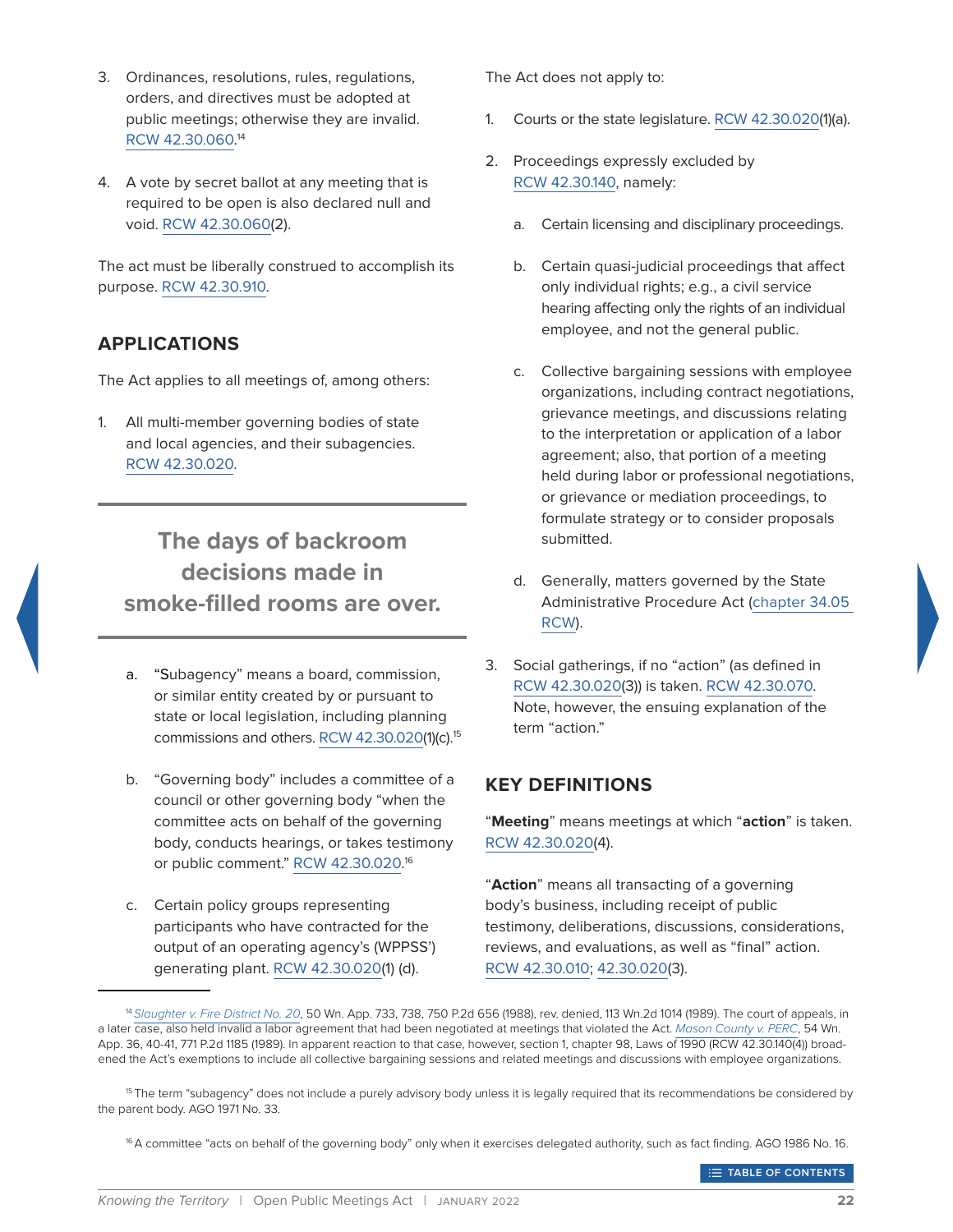3. Ordinances, resolutions, rules, regulations, orders, and directives must be adopted at public meetings; otherwise they are invalid. RCW 42.30.060.[14]

4. A vote by secret ballot at any meeting that is required to be open is also declared null and void. RCW 42.30.060(2).

The act must be liberally construed to accomplish its purpose. RCW 42.30.910.

## APPLICATIONS

The Act applies to all meetings of, among others:

1. All multi-member governing bodies of state and local agencies, and their subagencies. RCW 42.30.020.

> **The days of backroom decisions made in smoke-filled rooms are over.**

   a. "Subagency" means a board, commission, or similar entity created by or pursuant to state or local legislation, including planning commissions and others. RCW 42.30.020(1)(c).[15]

   b. "Governing body" includes a committee of a council or other governing body "when the committee acts on behalf of the governing body, conducts hearings, or takes testimony or public comment." RCW 42.30.020.[16]

   c. Certain policy groups representing participants who have contracted for the output of an operating agency's (WPPSS') generating plant. RCW 42.30.020(1) (d).

The Act does not apply to:

1. Courts or the state legislature. RCW 42.30.020(1)(a).

2. Proceedings expressly excluded by RCW 42.30.140, namely:

   a. Certain licensing and disciplinary proceedings.

   b. Certain quasi-judicial proceedings that affect only individual rights; e.g., a civil service hearing affecting only the rights of an individual employee, and not the general public.

   c. Collective bargaining sessions with employee organizations, including contract negotiations, grievance meetings, and discussions relating to the interpretation or application of a labor agreement; also, that portion of a meeting held during labor or professional negotiations, or grievance or mediation proceedings, to formulate strategy or to consider proposals submitted.

   d. Generally, matters governed by the State Administrative Procedure Act (chapter 34.05 RCW).

3. Social gatherings, if no "action" (as defined in RCW 42.30.020(3)) is taken. RCW 42.30.070. Note, however, the ensuing explanation of the term "action."

## KEY DEFINITIONS

"**Meeting**" means meetings at which "**action**" is taken. RCW 42.30.020(4).

"**Action**" means all transacting of a governing body's business, including receipt of public testimony, deliberations, discussions, considerations, reviews, and evaluations, as well as "final" action. RCW 42.30.010; 42.30.020(3).

---

[14] *Slaughter v. Fire District No. 20*, 50 Wn. App. 733, 738, 750 P.2d 656 (1988), rev. denied, 113 Wn.2d 1014 (1989). The court of appeals, in a later case, also held invalid a labor agreement that had been negotiated at meetings that violated the Act. *Mason County v. PERC*, 54 Wn. App. 36, 40-41, 771 P.2d 1185 (1989). In apparent reaction to that case, however, section 1, chapter 98, Laws of 1990 (RCW 42.30.140(4)) broadened the Act's exemptions to include all collective bargaining sessions and related meetings and discussions with employee organizations.

[15] The term "subagency" does not include a purely advisory body unless it is legally required that its recommendations be considered by the parent body. AGO 1971 No. 33.

[16] A committee "acts on behalf of the governing body" only when it exercises delegated authority, such as fact finding. AGO 1986 No. 16.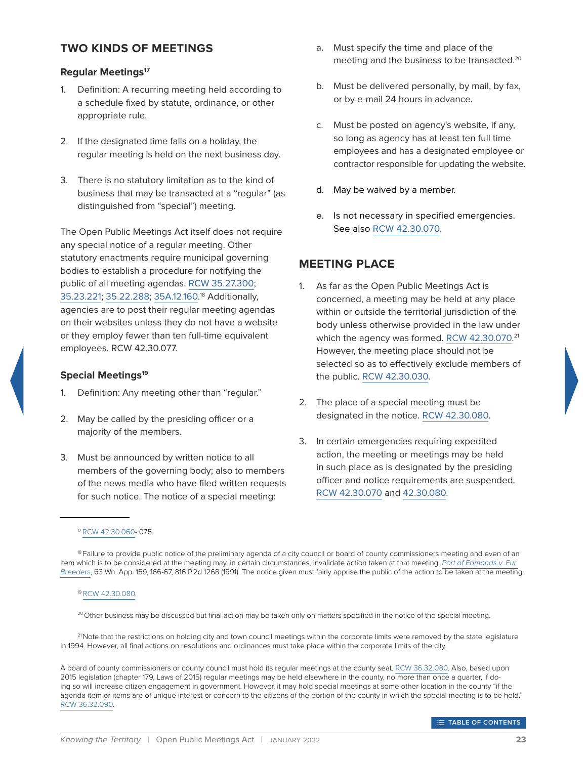## TWO KINDS OF MEETINGS

### Regular Meetings[17]

1. Definition: A recurring meeting held according to a schedule fixed by statute, ordinance, or other appropriate rule.

2. If the designated time falls on a holiday, the regular meeting is held on the next business day.

3. There is no statutory limitation as to the kind of business that may be transacted at a "regular" (as distinguished from "special") meeting.

The Open Public Meetings Act itself does not require any special notice of a regular meeting. Other statutory enactments require municipal governing bodies to establish a procedure for notifying the public of all meeting agendas. RCW 35.27.300; 35.23.221; 35.22.288; 35A.12.160.[18] Additionally, agencies are to post their regular meeting agendas on their websites unless they do not have a website or they employ fewer than ten full-time equivalent employees. RCW 42.30.077.

### Special Meetings[19]

1. Definition: Any meeting other than "regular."

2. May be called by the presiding officer or a majority of the members.

3. Must be announced by written notice to all members of the governing body; also to members of the news media who have filed written requests for such notice. The notice of a special meeting:

   a. Must specify the time and place of the meeting and the business to be transacted.[20]

   b. Must be delivered personally, by mail, by fax, or by e-mail 24 hours in advance.

   c. Must be posted on agency's website, if any, so long as agency has at least ten full time employees and has a designated employee or contractor responsible for updating the website.

   d. May be waived by a member.

   e. Is not necessary in specified emergencies. See also RCW 42.30.070.

## MEETING PLACE

1. As far as the Open Public Meetings Act is concerned, a meeting may be held at any place within or outside the territorial jurisdiction of the body unless otherwise provided in the law under which the agency was formed. RCW 42.30.070.[21] However, the meeting place should not be selected so as to effectively exclude members of the public. RCW 42.30.030.

2. The place of a special meeting must be designated in the notice. RCW 42.30.080.

3. In certain emergencies requiring expedited action, the meeting or meetings may be held in such place as is designated by the presiding officer and notice requirements are suspended. RCW 42.30.070 and 42.30.080.

---

[17] RCW 42.30.060-.075.

[18] Failure to provide public notice of the preliminary agenda of a city council or board of county commissioners meeting and even of an item which is to be considered at the meeting may, in certain circumstances, invalidate action taken at that meeting. *Port of Edmonds v. Fur Breeders*, 63 Wn. App. 159, 166-67, 816 P.2d 1268 (1991). The notice given must fairly apprise the public of the action to be taken at the meeting.

[19] RCW 42.30.080.

[20] Other business may be discussed but final action may be taken only on matters specified in the notice of the special meeting.

[21] Note that the restrictions on holding city and town council meetings within the corporate limits were removed by the state legislature in 1994. However, all final actions on resolutions and ordinances must take place within the corporate limits of the city.

A board of county commissioners or county council must hold its regular meetings at the county seat. RCW 36.32.080. Also, based upon 2015 legislation (chapter 179, Laws of 2015) regular meetings may be held elsewhere in the county, no more than once a quarter, if doing so will increase citizen engagement in government. However, it may hold special meetings at some other location in the county "if the agenda item or items are of unique interest or concern to the citizens of the portion of the county in which the special meeting is to be held." RCW 36.32.090.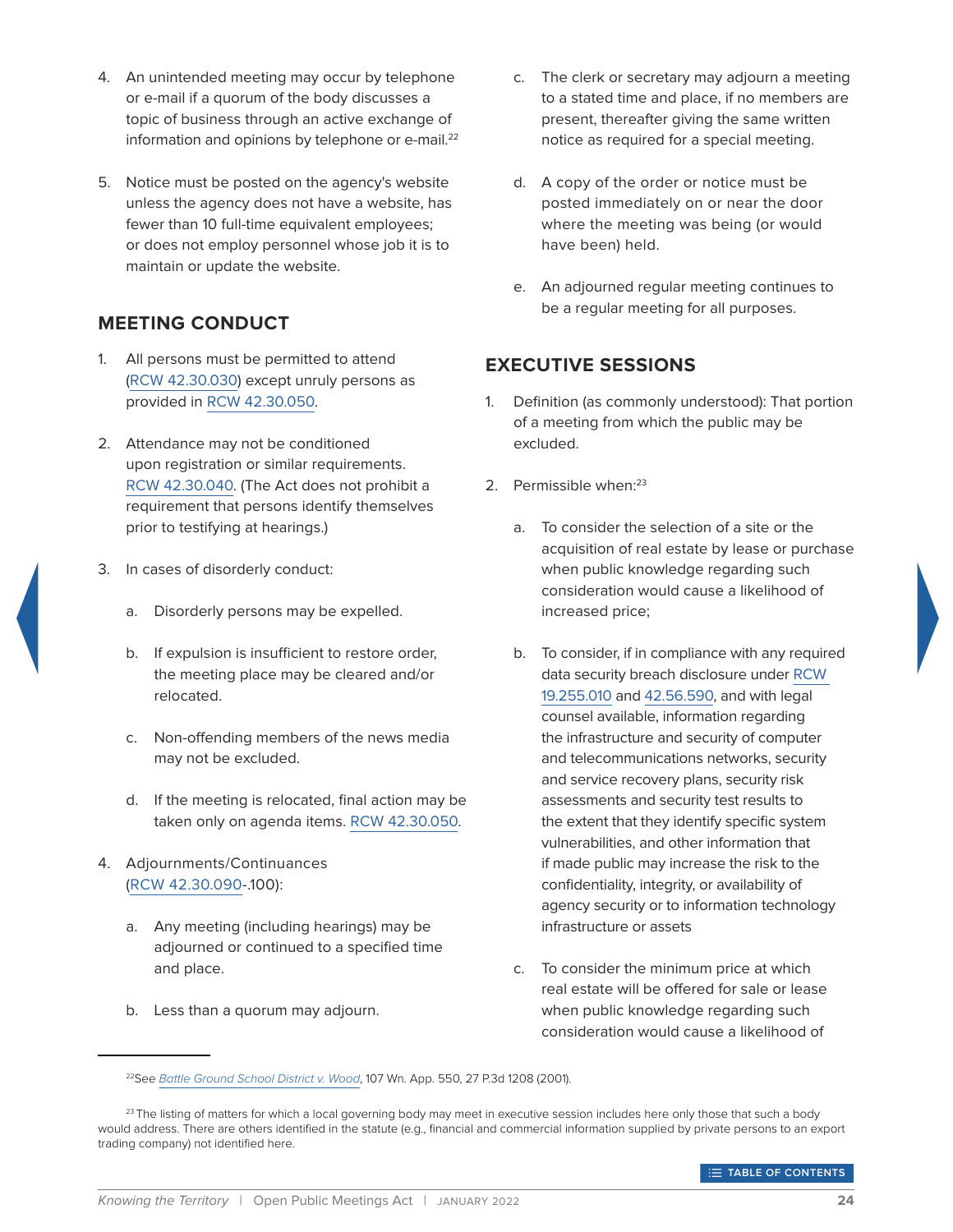4. An unintended meeting may occur by telephone or e-mail if a quorum of the body discusses a topic of business through an active exchange of information and opinions by telephone or e-mail.[22]

5. Notice must be posted on the agency's website unless the agency does not have a website, has fewer than 10 full-time equivalent employees; or does not employ personnel whose job it is to maintain or update the website.

## MEETING CONDUCT

1. All persons must be permitted to attend (RCW 42.30.030) except unruly persons as provided in RCW 42.30.050.

2. Attendance may not be conditioned upon registration or similar requirements. RCW 42.30.040. (The Act does not prohibit a requirement that persons identify themselves prior to testifying at hearings.)

3. In cases of disorderly conduct:

   a. Disorderly persons may be expelled.

   b. If expulsion is insufficient to restore order, the meeting place may be cleared and/or relocated.

   c. Non-offending members of the news media may not be excluded.

   d. If the meeting is relocated, final action may be taken only on agenda items. RCW 42.30.050.

4. Adjournments/Continuances (RCW 42.30.090-.100):

   a. Any meeting (including hearings) may be adjourned or continued to a specified time and place.

   b. Less than a quorum may adjourn.

   c. The clerk or secretary may adjourn a meeting to a stated time and place, if no members are present, thereafter giving the same written notice as required for a special meeting.

   d. A copy of the order or notice must be posted immediately on or near the door where the meeting was being (or would have been) held.

   e. An adjourned regular meeting continues to be a regular meeting for all purposes.

## EXECUTIVE SESSIONS

1. Definition (as commonly understood): That portion of a meeting from which the public may be excluded.

2. Permissible when:[23]

   a. To consider the selection of a site or the acquisition of real estate by lease or purchase when public knowledge regarding such consideration would cause a likelihood of increased price;

   b. To consider, if in compliance with any required data security breach disclosure under RCW 19.255.010 and 42.56.590, and with legal counsel available, information regarding the infrastructure and security of computer and telecommunications networks, security and service recovery plans, security risk assessments and security test results to the extent that they identify specific system vulnerabilities, and other information that if made public may increase the risk to the confidentiality, integrity, or availability of agency security or to information technology infrastructure or assets

   c. To consider the minimum price at which real estate will be offered for sale or lease when public knowledge regarding such consideration would cause a likelihood of

---

[22] See *Battle Ground School District v. Wood*, 107 Wn. App. 550, 27 P.3d 1208 (2001).

[23] The listing of matters for which a local governing body may meet in executive session includes here only those that such a body would address. There are others identified in the statute (e.g., financial and commercial information supplied by private persons to an export trading company) not identified here.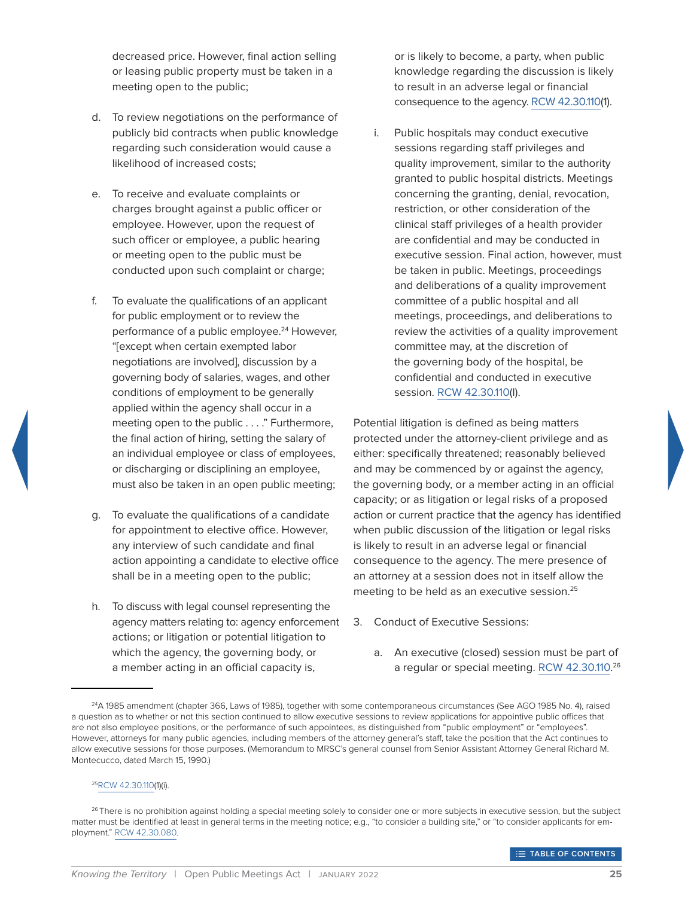decreased price. However, final action selling or leasing public property must be taken in a meeting open to the public;

d. To review negotiations on the performance of publicly bid contracts when public knowledge regarding such consideration would cause a likelihood of increased costs;

e. To receive and evaluate complaints or charges brought against a public officer or employee. However, upon the request of such officer or employee, a public hearing or meeting open to the public must be conducted upon such complaint or charge;

f. To evaluate the qualifications of an applicant for public employment or to review the performance of a public employee.[24] However, "[except when certain exempted labor negotiations are involved], discussion by a governing body of salaries, wages, and other conditions of employment to be generally applied within the agency shall occur in a meeting open to the public . . . ." Furthermore, the final action of hiring, setting the salary of an individual employee or class of employees, or discharging or disciplining an employee, must also be taken in an open public meeting;

g. To evaluate the qualifications of a candidate for appointment to elective office. However, any interview of such candidate and final action appointing a candidate to elective office shall be in a meeting open to the public;

h. To discuss with legal counsel representing the agency matters relating to: agency enforcement actions; or litigation or potential litigation to which the agency, the governing body, or a member acting in an official capacity is, or is likely to become, a party, when public knowledge regarding the discussion is likely to result in an adverse legal or financial consequence to the agency. RCW 42.30.110(1).

i. Public hospitals may conduct executive sessions regarding staff privileges and quality improvement, similar to the authority granted to public hospital districts. Meetings concerning the granting, denial, revocation, restriction, or other consideration of the clinical staff privileges of a health provider are confidential and may be conducted in executive session. Final action, however, must be taken in public. Meetings, proceedings and deliberations of a quality improvement committee of a public hospital and all meetings, proceedings, and deliberations to review the activities of a quality improvement committee may, at the discretion of the governing body of the hospital, be confidential and conducted in executive session. RCW 42.30.110(l).

Potential litigation is defined as being matters protected under the attorney-client privilege and as either: specifically threatened; reasonably believed and may be commenced by or against the agency, the governing body, or a member acting in an official capacity; or as litigation or legal risks of a proposed action or current practice that the agency has identified when public discussion of the litigation or legal risks is likely to result in an adverse legal or financial consequence to the agency. The mere presence of an attorney at a session does not in itself allow the meeting to be held as an executive session.[25]

3. Conduct of Executive Sessions:

   a. An executive (closed) session must be part of a regular or special meeting. RCW 42.30.110.[26]

---

[24] A 1985 amendment (chapter 366, Laws of 1985), together with some contemporaneous circumstances (See AGO 1985 No. 4), raised a question as to whether or not this section continued to allow executive sessions to review applications for appointive public offices that are not also employee positions, or the performance of such appointees, as distinguished from "public employment" or "employees". However, attorneys for many public agencies, including members of the attorney general's staff, take the position that the Act continues to allow executive sessions for those purposes. (Memorandum to MRSC's general counsel from Senior Assistant Attorney General Richard M. Montecucco, dated March 15, 1990.)

[25] RCW 42.30.110(1)(i).

[26] There is no prohibition against holding a special meeting solely to consider one or more subjects in executive session, but the subject matter must be identified at least in general terms in the meeting notice; e.g., "to consider a building site," or "to consider applicants for employment." RCW 42.30.080.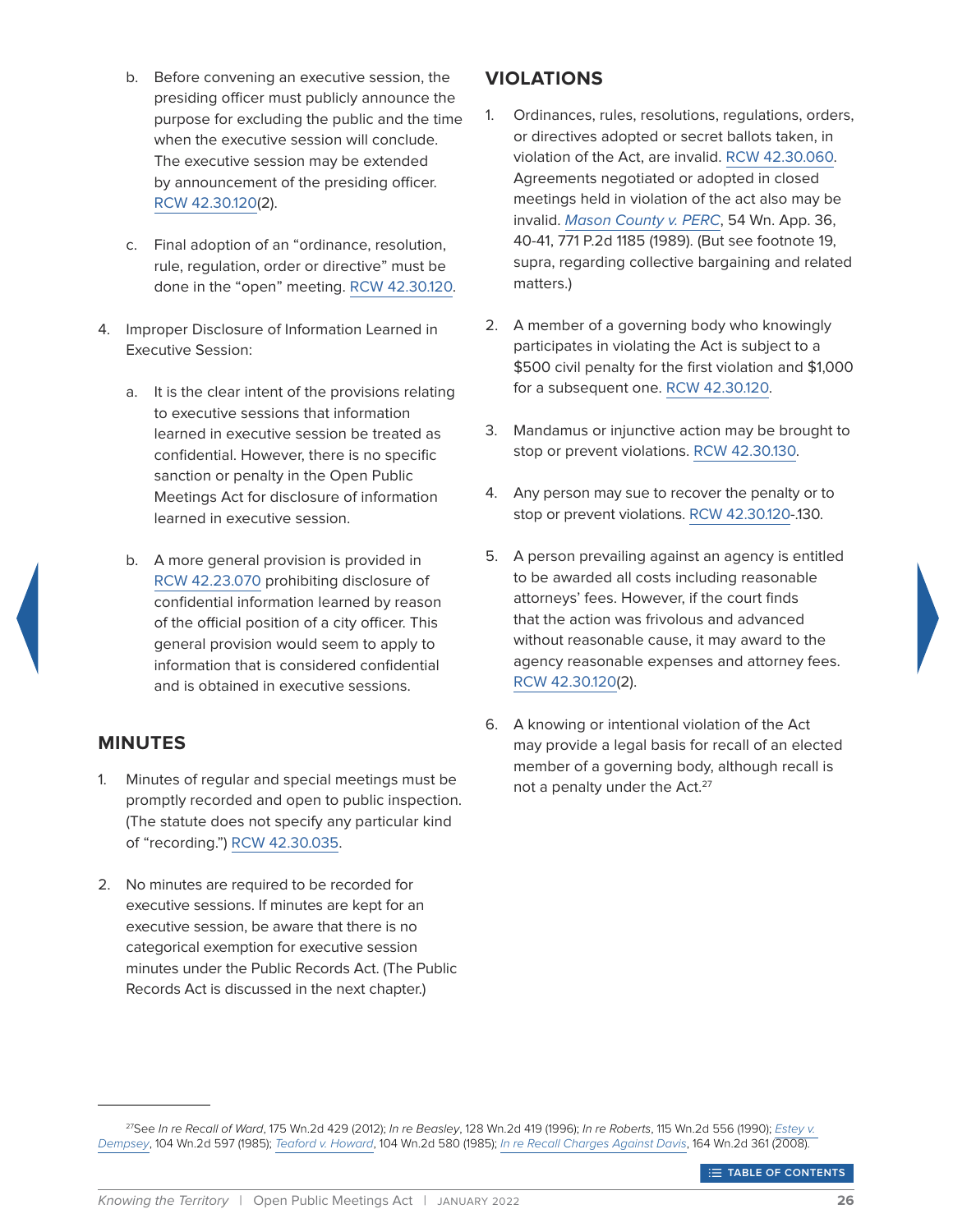b. Before convening an executive session, the presiding officer must publicly announce the purpose for excluding the public and the time when the executive session will conclude. The executive session may be extended by announcement of the presiding officer. RCW 42.30.120(2).

c. Final adoption of an "ordinance, resolution, rule, regulation, order or directive" must be done in the "open" meeting. RCW 42.30.120.

4. Improper Disclosure of Information Learned in Executive Session:

   a. It is the clear intent of the provisions relating to executive sessions that information learned in executive session be treated as confidential. However, there is no specific sanction or penalty in the Open Public Meetings Act for disclosure of information learned in executive session.

   b. A more general provision is provided in RCW 42.23.070 prohibiting disclosure of confidential information learned by reason of the official position of a city officer. This general provision would seem to apply to information that is considered confidential and is obtained in executive sessions.

## MINUTES

1. Minutes of regular and special meetings must be promptly recorded and open to public inspection. (The statute does not specify any particular kind of "recording.") RCW 42.30.035.

2. No minutes are required to be recorded for executive sessions. If minutes are kept for an executive session, be aware that there is no categorical exemption for executive session minutes under the Public Records Act. (The Public Records Act is discussed in the next chapter.)

## VIOLATIONS

1. Ordinances, rules, resolutions, regulations, orders, or directives adopted or secret ballots taken, in violation of the Act, are invalid. RCW 42.30.060. Agreements negotiated or adopted in closed meetings held in violation of the act also may be invalid. *Mason County v. PERC*, 54 Wn. App. 36, 40-41, 771 P.2d 1185 (1989). (But see footnote 19, supra, regarding collective bargaining and related matters.)

2. A member of a governing body who knowingly participates in violating the Act is subject to a $500 civil penalty for the first violation and $1,000 for a subsequent one. RCW 42.30.120.

3. Mandamus or injunctive action may be brought to stop or prevent violations. RCW 42.30.130.

4. Any person may sue to recover the penalty or to stop or prevent violations. RCW 42.30.120-.130.

5. A person prevailing against an agency is entitled to be awarded all costs including reasonable attorneys' fees. However, if the court finds that the action was frivolous and advanced without reasonable cause, it may award to the agency reasonable expenses and attorney fees. RCW 42.30.120(2).

6. A knowing or intentional violation of the Act may provide a legal basis for recall of an elected member of a governing body, although recall is not a penalty under the Act.[27]

---

[27] See *In re Recall of Ward*, 175 Wn.2d 429 (2012); *In re Beasley*, 128 Wn.2d 419 (1996); *In re Roberts*, 115 Wn.2d 556 (1990); *Estey v. Dempsey*, 104 Wn.2d 597 (1985); *Teaford v. Howard*, 104 Wn.2d 580 (1985); *In re Recall Charges Against Davis*, 164 Wn.2d 361 (2008).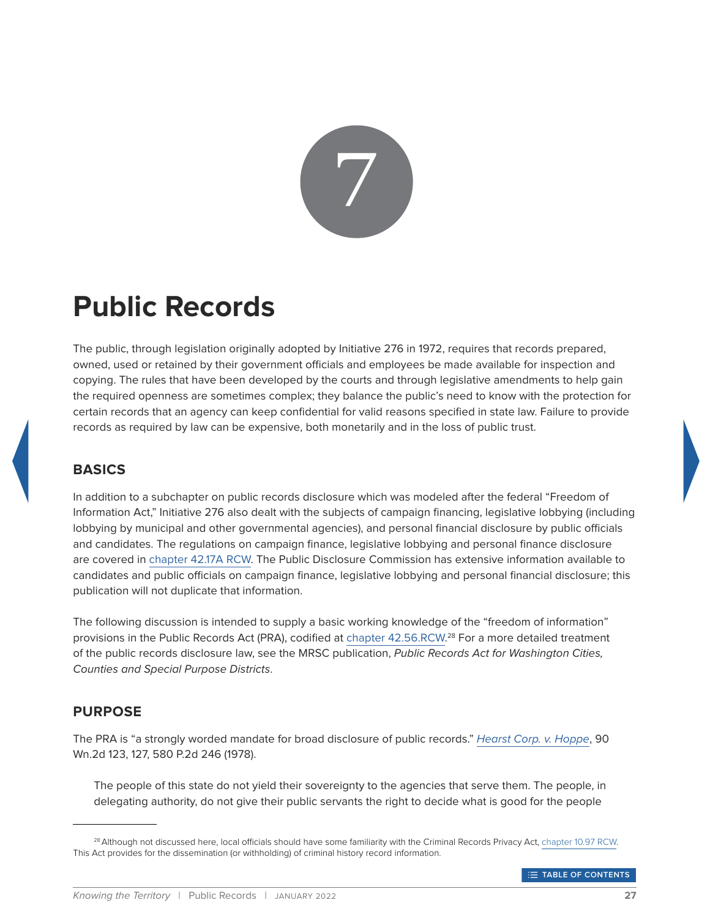7

# Public Records

The public, through legislation originally adopted by Initiative 276 in 1972, requires that records prepared, owned, used or retained by their government officials and employees be made available for inspection and copying. The rules that have been developed by the courts and through legislative amendments to help gain the required openness are sometimes complex; they balance the public's need to know with the protection for certain records that an agency can keep confidential for valid reasons specified in state law. Failure to provide records as required by law can be expensive, both monetarily and in the loss of public trust.

## BASICS

In addition to a subchapter on public records disclosure which was modeled after the federal "Freedom of Information Act," Initiative 276 also dealt with the subjects of campaign financing, legislative lobbying (including lobbying by municipal and other governmental agencies), and personal financial disclosure by public officials and candidates. The regulations on campaign finance, legislative lobbying and personal finance disclosure are covered in chapter 42.17A RCW. The Public Disclosure Commission has extensive information available to candidates and public officials on campaign finance, legislative lobbying and personal financial disclosure; this publication will not duplicate that information.

The following discussion is intended to supply a basic working knowledge of the "freedom of information" provisions in the Public Records Act (PRA), codified at chapter 42.56.RCW.[28] For a more detailed treatment of the public records disclosure law, see the MRSC publication, *Public Records Act for Washington Cities, Counties and Special Purpose Districts*.

## PURPOSE

The PRA is "a strongly worded mandate for broad disclosure of public records." *Hearst Corp. v. Hoppe*, 90 Wn.2d 123, 127, 580 P.2d 246 (1978).

> The people of this state do not yield their sovereignty to the agencies that serve them. The people, in delegating authority, do not give their public servants the right to decide what is good for the people

[28] Although not discussed here, local officials should have some familiarity with the Criminal Records Privacy Act, chapter 10.97 RCW. This Act provides for the dissemination (or withholding) of criminal history record information.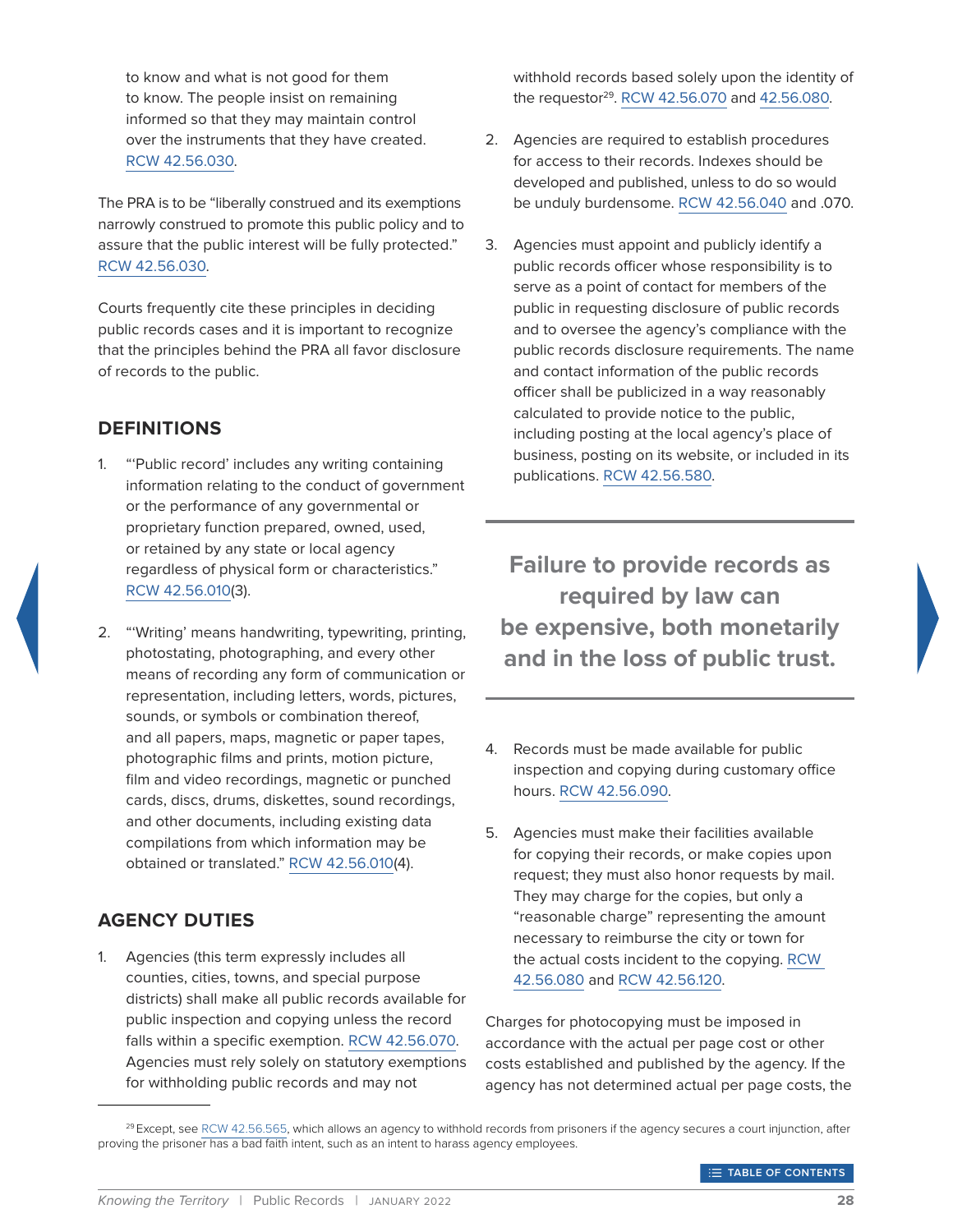to know and what is not good for them to know. The people insist on remaining informed so that they may maintain control over the instruments that they have created. RCW 42.56.030.

The PRA is to be "liberally construed and its exemptions narrowly construed to promote this public policy and to assure that the public interest will be fully protected." RCW 42.56.030.

Courts frequently cite these principles in deciding public records cases and it is important to recognize that the principles behind the PRA all favor disclosure of records to the public.

## DEFINITIONS

1. "'Public record' includes any writing containing information relating to the conduct of government or the performance of any governmental or proprietary function prepared, owned, used, or retained by any state or local agency regardless of physical form or characteristics." RCW 42.56.010(3).

2. "'Writing' means handwriting, typewriting, printing, photostating, photographing, and every other means of recording any form of communication or representation, including letters, words, pictures, sounds, or symbols or combination thereof, and all papers, maps, magnetic or paper tapes, photographic films and prints, motion picture, film and video recordings, magnetic or punched cards, discs, drums, diskettes, sound recordings, and other documents, including existing data compilations from which information may be obtained or translated." RCW 42.56.010(4).

## AGENCY DUTIES

1. Agencies (this term expressly includes all counties, cities, towns, and special purpose districts) shall make all public records available for public inspection and copying unless the record falls within a specific exemption. RCW 42.56.070. Agencies must rely solely on statutory exemptions for withholding public records and may not withhold records based solely upon the identity of the requestor[29]. RCW 42.56.070 and 42.56.080.

2. Agencies are required to establish procedures for access to their records. Indexes should be developed and published, unless to do so would be unduly burdensome. RCW 42.56.040 and .070.

3. Agencies must appoint and publicly identify a public records officer whose responsibility is to serve as a point of contact for members of the public in requesting disclosure of public records and to oversee the agency's compliance with the public records disclosure requirements. The name and contact information of the public records officer shall be publicized in a way reasonably calculated to provide notice to the public, including posting at the local agency's place of business, posting on its website, or included in its publications. RCW 42.56.580.

**Failure to provide records as required by law can be expensive, both monetarily and in the loss of public trust.**

4. Records must be made available for public inspection and copying during customary office hours. RCW 42.56.090.

5. Agencies must make their facilities available for copying their records, or make copies upon request; they must also honor requests by mail. They may charge for the copies, but only a "reasonable charge" representing the amount necessary to reimburse the city or town for the actual costs incident to the copying. RCW 42.56.080 and RCW 42.56.120.

Charges for photocopying must be imposed in accordance with the actual per page cost or other costs established and published by the agency. If the agency has not determined actual per page costs, the

---

[29] Except, see RCW 42.56.565, which allows an agency to withhold records from prisoners if the agency secures a court injunction, after proving the prisoner has a bad faith intent, such as an intent to harass agency employees.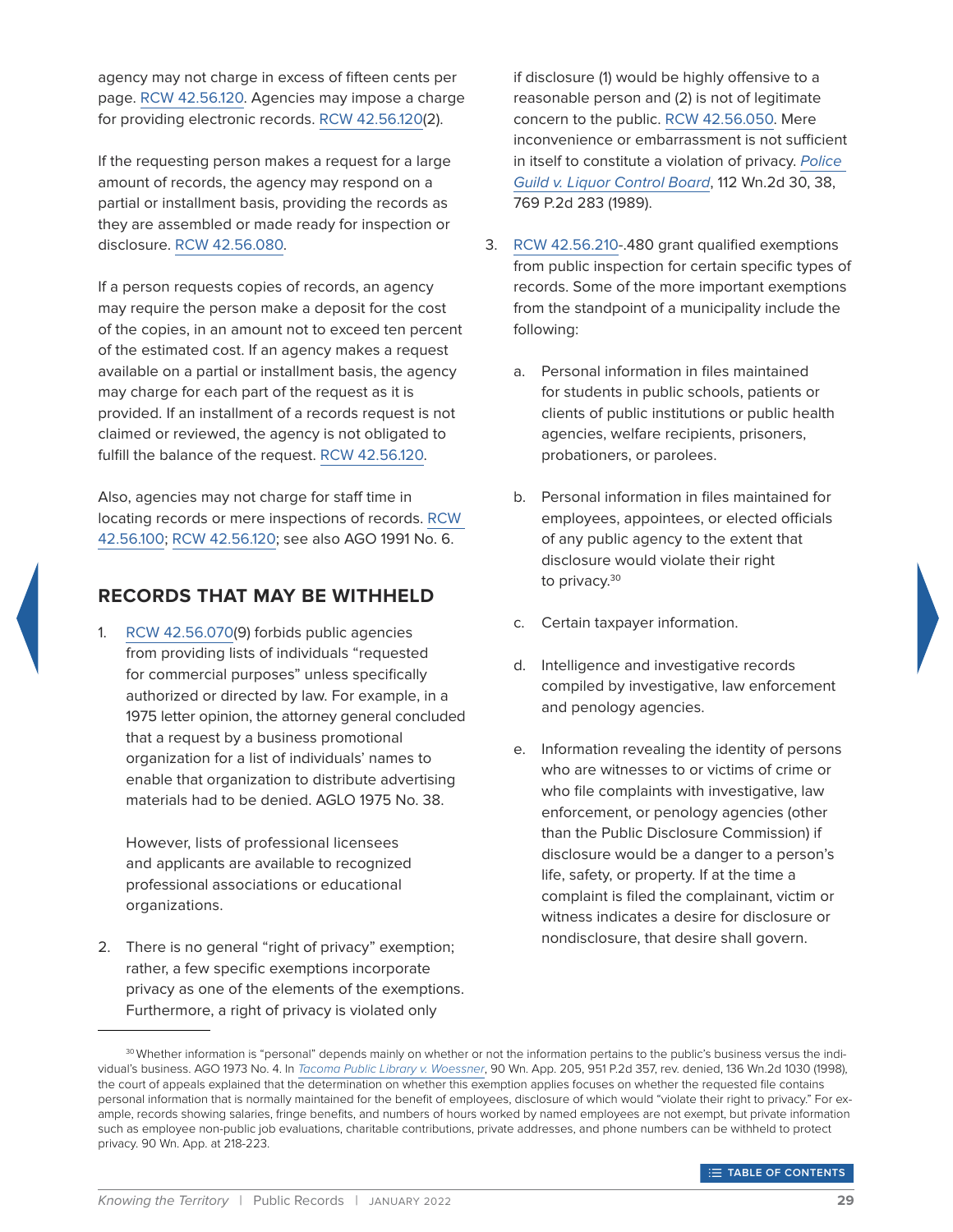agency may not charge in excess of fifteen cents per page. RCW 42.56.120. Agencies may impose a charge for providing electronic records. RCW 42.56.120(2).

If the requesting person makes a request for a large amount of records, the agency may respond on a partial or installment basis, providing the records as they are assembled or made ready for inspection or disclosure. RCW 42.56.080.

If a person requests copies of records, an agency may require the person make a deposit for the cost of the copies, in an amount not to exceed ten percent of the estimated cost. If an agency makes a request available on a partial or installment basis, the agency may charge for each part of the request as it is provided. If an installment of a records request is not claimed or reviewed, the agency is not obligated to fulfill the balance of the request. RCW 42.56.120.

Also, agencies may not charge for staff time in locating records or mere inspections of records. RCW 42.56.100; RCW 42.56.120; see also AGO 1991 No. 6.

## RECORDS THAT MAY BE WITHHELD

1. RCW 42.56.070(9) forbids public agencies from providing lists of individuals "requested for commercial purposes" unless specifically authorized or directed by law. For example, in a 1975 letter opinion, the attorney general concluded that a request by a business promotional organization for a list of individuals' names to enable that organization to distribute advertising materials had to be denied. AGLO 1975 No. 38.

   However, lists of professional licensees and applicants are available to recognized professional associations or educational organizations.

2. There is no general "right of privacy" exemption; rather, a few specific exemptions incorporate privacy as one of the elements of the exemptions. Furthermore, a right of privacy is violated only if disclosure (1) would be highly offensive to a reasonable person and (2) is not of legitimate concern to the public. RCW 42.56.050. Mere inconvenience or embarrassment is not sufficient in itself to constitute a violation of privacy. *Police Guild v. Liquor Control Board*, 112 Wn.2d 30, 38, 769 P.2d 283 (1989).

3. RCW 42.56.210-.480 grant qualified exemptions from public inspection for certain specific types of records. Some of the more important exemptions from the standpoint of a municipality include the following:

   a. Personal information in files maintained for students in public schools, patients or clients of public institutions or public health agencies, welfare recipients, prisoners, probationers, or parolees.

   b. Personal information in files maintained for employees, appointees, or elected officials of any public agency to the extent that disclosure would violate their right to privacy.[30]

   c. Certain taxpayer information.

   d. Intelligence and investigative records compiled by investigative, law enforcement and penology agencies.

   e. Information revealing the identity of persons who are witnesses to or victims of crime or who file complaints with investigative, law enforcement, or penology agencies (other than the Public Disclosure Commission) if disclosure would be a danger to a person's life, safety, or property. If at the time a complaint is filed the complainant, victim or witness indicates a desire for disclosure or nondisclosure, that desire shall govern.

---

[30] Whether information is "personal" depends mainly on whether or not the information pertains to the public's business versus the individual's business. AGO 1973 No. 4. In *Tacoma Public Library v. Woessner*, 90 Wn. App. 205, 951 P.2d 357, rev. denied, 136 Wn.2d 1030 (1998), the court of appeals explained that the determination on whether this exemption applies focuses on whether the requested file contains personal information that is normally maintained for the benefit of employees, disclosure of which would "violate their right to privacy." For example, records showing salaries, fringe benefits, and numbers of hours worked by named employees are not exempt, but private information such as employee non-public job evaluations, charitable contributions, private addresses, and phone numbers can be withheld to protect privacy. 90 Wn. App. at 218-223.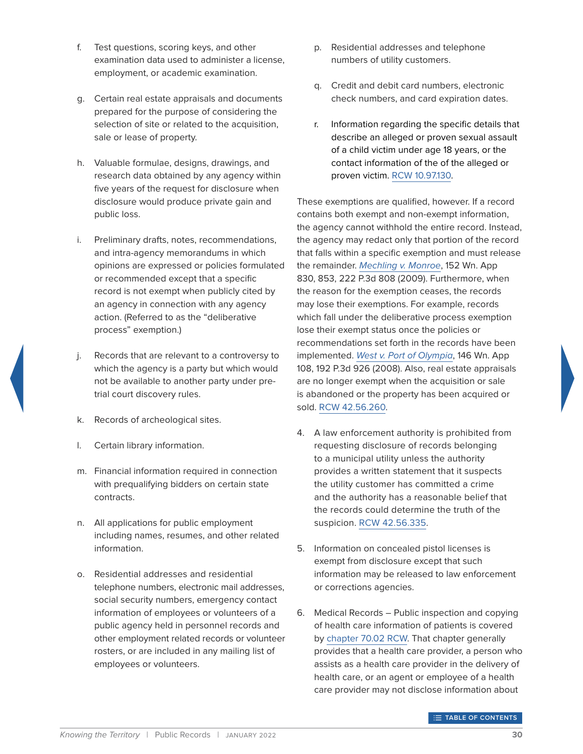f. Test questions, scoring keys, and other examination data used to administer a license, employment, or academic examination.

g. Certain real estate appraisals and documents prepared for the purpose of considering the selection of site or related to the acquisition, sale or lease of property.

h. Valuable formulae, designs, drawings, and research data obtained by any agency within five years of the request for disclosure when disclosure would produce private gain and public loss.

i. Preliminary drafts, notes, recommendations, and intra-agency memorandums in which opinions are expressed or policies formulated or recommended except that a specific record is not exempt when publicly cited by an agency in connection with any agency action. (Referred to as the "deliberative process" exemption.)

j. Records that are relevant to a controversy to which the agency is a party but which would not be available to another party under pre-trial court discovery rules.

k. Records of archeological sites.

l. Certain library information.

m. Financial information required in connection with prequalifying bidders on certain state contracts.

n. All applications for public employment including names, resumes, and other related information.

o. Residential addresses and residential telephone numbers, electronic mail addresses, social security numbers, emergency contact information of employees or volunteers of a public agency held in personnel records and other employment related records or volunteer rosters, or are included in any mailing list of employees or volunteers.

p. Residential addresses and telephone numbers of utility customers.

q. Credit and debit card numbers, electronic check numbers, and card expiration dates.

r. Information regarding the specific details that describe an alleged or proven sexual assault of a child victim under age 18 years, or the contact information of the of the alleged or proven victim. RCW 10.97.130.

These exemptions are qualified, however. If a record contains both exempt and non-exempt information, the agency cannot withhold the entire record. Instead, the agency may redact only that portion of the record that falls within a specific exemption and must release the remainder. *Mechling v. Monroe*, 152 Wn. App 830, 853, 222 P.3d 808 (2009). Furthermore, when the reason for the exemption ceases, the records may lose their exemptions. For example, records which fall under the deliberative process exemption lose their exempt status once the policies or recommendations set forth in the records have been implemented. *West v. Port of Olympia*, 146 Wn. App 108, 192 P.3d 926 (2008). Also, real estate appraisals are no longer exempt when the acquisition or sale is abandoned or the property has been acquired or sold. RCW 42.56.260.

4. A law enforcement authority is prohibited from requesting disclosure of records belonging to a municipal utility unless the authority provides a written statement that it suspects the utility customer has committed a crime and the authority has a reasonable belief that the records could determine the truth of the suspicion. RCW 42.56.335.

5. Information on concealed pistol licenses is exempt from disclosure except that such information may be released to law enforcement or corrections agencies.

6. Medical Records – Public inspection and copying of health care information of patients is covered by chapter 70.02 RCW. That chapter generally provides that a health care provider, a person who assists as a health care provider in the delivery of health care, or an agent or employee of a health care provider may not disclose information about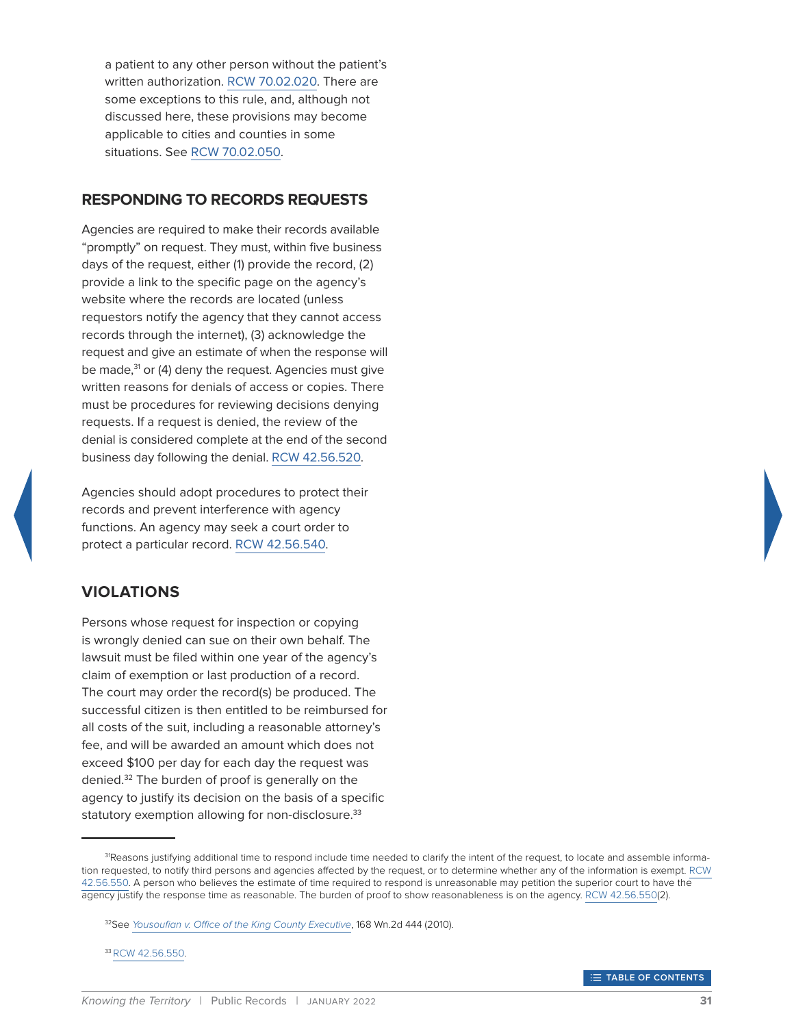a patient to any other person without the patient's written authorization. RCW 70.02.020. There are some exceptions to this rule, and, although not discussed here, these provisions may become applicable to cities and counties in some situations. See RCW 70.02.050.

## RESPONDING TO RECORDS REQUESTS

Agencies are required to make their records available "promptly" on request. They must, within five business days of the request, either (1) provide the record, (2) provide a link to the specific page on the agency's website where the records are located (unless requestors notify the agency that they cannot access records through the internet), (3) acknowledge the request and give an estimate of when the response will be made,[31] or (4) deny the request. Agencies must give written reasons for denials of access or copies. There must be procedures for reviewing decisions denying requests. If a request is denied, the review of the denial is considered complete at the end of the second business day following the denial. RCW 42.56.520.

Agencies should adopt procedures to protect their records and prevent interference with agency functions. An agency may seek a court order to protect a particular record. RCW 42.56.540.

## VIOLATIONS

Persons whose request for inspection or copying is wrongly denied can sue on their own behalf. The lawsuit must be filed within one year of the agency's claim of exemption or last production of a record. The court may order the record(s) be produced. The successful citizen is then entitled to be reimbursed for all costs of the suit, including a reasonable attorney's fee, and will be awarded an amount which does not exceed $100 per day for each day the request was denied.[32] The burden of proof is generally on the agency to justify its decision on the basis of a specific statutory exemption allowing for non-disclosure.[33]

---

[31] Reasons justifying additional time to respond include time needed to clarify the intent of the request, to locate and assemble information requested, to notify third persons and agencies affected by the request, or to determine whether any of the information is exempt. RCW 42.56.550. A person who believes the estimate of time required to respond is unreasonable may petition the superior court to have the agency justify the response time as reasonable. The burden of proof to show reasonableness is on the agency. RCW 42.56.550(2).

[32] See *Yousoufian v. Office of the King County Executive*, 168 Wn.2d 444 (2010).

[33] RCW 42.56.550.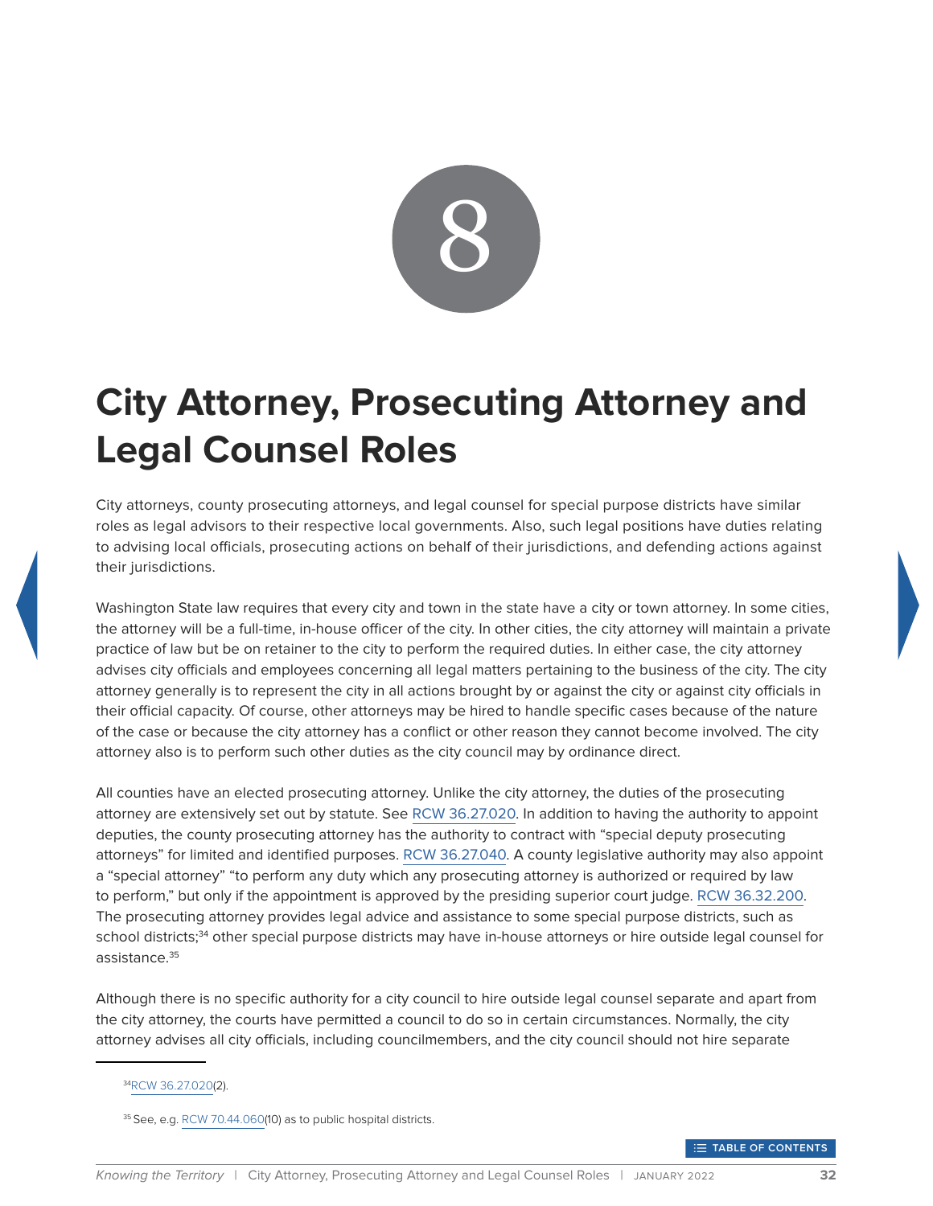8

# City Attorney, Prosecuting Attorney and Legal Counsel Roles

City attorneys, county prosecuting attorneys, and legal counsel for special purpose districts have similar roles as legal advisors to their respective local governments. Also, such legal positions have duties relating to advising local officials, prosecuting actions on behalf of their jurisdictions, and defending actions against their jurisdictions.

Washington State law requires that every city and town in the state have a city or town attorney. In some cities, the attorney will be a full-time, in-house officer of the city. In other cities, the city attorney will maintain a private practice of law but be on retainer to the city to perform the required duties. In either case, the city attorney advises city officials and employees concerning all legal matters pertaining to the business of the city. The city attorney generally is to represent the city in all actions brought by or against the city or against city officials in their official capacity. Of course, other attorneys may be hired to handle specific cases because of the nature of the case or because the city attorney has a conflict or other reason they cannot become involved. The city attorney also is to perform such other duties as the city council may by ordinance direct.

All counties have an elected prosecuting attorney. Unlike the city attorney, the duties of the prosecuting attorney are extensively set out by statute. See RCW 36.27.020. In addition to having the authority to appoint deputies, the county prosecuting attorney has the authority to contract with "special deputy prosecuting attorneys" for limited and identified purposes. RCW 36.27.040. A county legislative authority may also appoint a "special attorney" "to perform any duty which any prosecuting attorney is authorized or required by law to perform," but only if the appointment is approved by the presiding superior court judge. RCW 36.32.200. The prosecuting attorney provides legal advice and assistance to some special purpose districts, such as school districts;[34] other special purpose districts may have in-house attorneys or hire outside legal counsel for assistance.[35]

Although there is no specific authority for a city council to hire outside legal counsel separate and apart from the city attorney, the courts have permitted a council to do so in certain circumstances. Normally, the city attorney advises all city officials, including councilmembers, and the city council should not hire separate

---

[34] RCW 36.27.020(2).

[35] See, e.g. RCW 70.44.060(10) as to public hospital districts.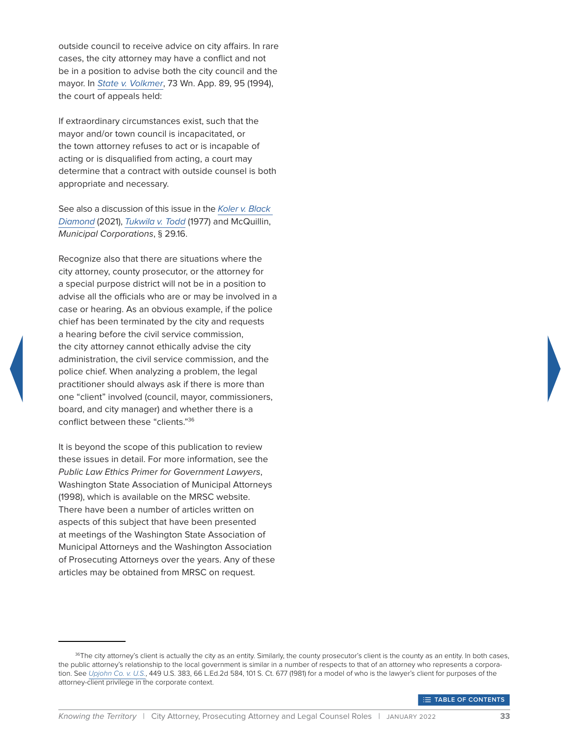outside council to receive advice on city affairs. In rare cases, the city attorney may have a conflict and not be in a position to advise both the city council and the mayor. In *State v. Volkmer*, 73 Wn. App. 89, 95 (1994), the court of appeals held:

If extraordinary circumstances exist, such that the mayor and/or town council is incapacitated, or the town attorney refuses to act or is incapable of acting or is disqualified from acting, a court may determine that a contract with outside counsel is both appropriate and necessary.

See also a discussion of this issue in the *Koler v. Black Diamond* (2021), *Tukwila v. Todd* (1977) and McQuillin, *Municipal Corporations*, § 29.16.

Recognize also that there are situations where the city attorney, county prosecutor, or the attorney for a special purpose district will not be in a position to advise all the officials who are or may be involved in a case or hearing. As an obvious example, if the police chief has been terminated by the city and requests a hearing before the civil service commission, the city attorney cannot ethically advise the city administration, the civil service commission, and the police chief. When analyzing a problem, the legal practitioner should always ask if there is more than one "client" involved (council, mayor, commissioners, board, and city manager) and whether there is a conflict between these "clients."[36]

It is beyond the scope of this publication to review these issues in detail. For more information, see the *Public Law Ethics Primer for Government Lawyers*, Washington State Association of Municipal Attorneys (1998), which is available on the MRSC website. There have been a number of articles written on aspects of this subject that have been presented at meetings of the Washington State Association of Municipal Attorneys and the Washington Association of Prosecuting Attorneys over the years. Any of these articles may be obtained from MRSC on request.

---

[36] The city attorney's client is actually the city as an entity. Similarly, the county prosecutor's client is the county as an entity. In both cases, the public attorney's relationship to the local government is similar in a number of respects to that of an attorney who represents a corporation. See *Upjohn Co. v. U.S.*, 449 U.S. 383, 66 L.Ed.2d 584, 101 S. Ct. 677 (1981) for a model of who is the lawyer's client for purposes of the attorney-client privilege in the corporate context.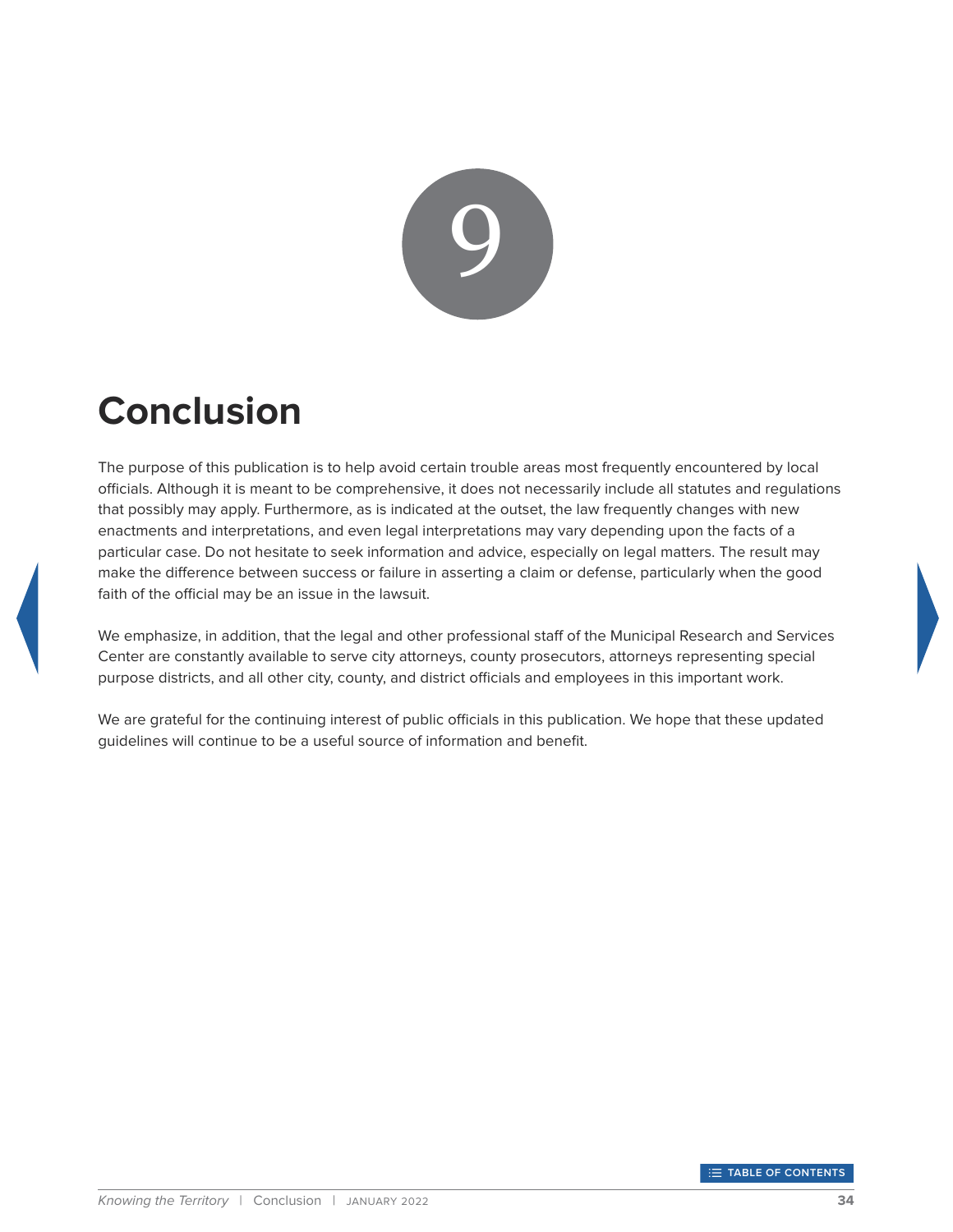# 9

# Conclusion

The purpose of this publication is to help avoid certain trouble areas most frequently encountered by local officials. Although it is meant to be comprehensive, it does not necessarily include all statutes and regulations that possibly may apply. Furthermore, as is indicated at the outset, the law frequently changes with new enactments and interpretations, and even legal interpretations may vary depending upon the facts of a particular case. Do not hesitate to seek information and advice, especially on legal matters. The result may make the difference between success or failure in asserting a claim or defense, particularly when the good faith of the official may be an issue in the lawsuit.

We emphasize, in addition, that the legal and other professional staff of the Municipal Research and Services Center are constantly available to serve city attorneys, county prosecutors, attorneys representing special purpose districts, and all other city, county, and district officials and employees in this important work.

We are grateful for the continuing interest of public officials in this publication. We hope that these updated guidelines will continue to be a useful source of information and benefit.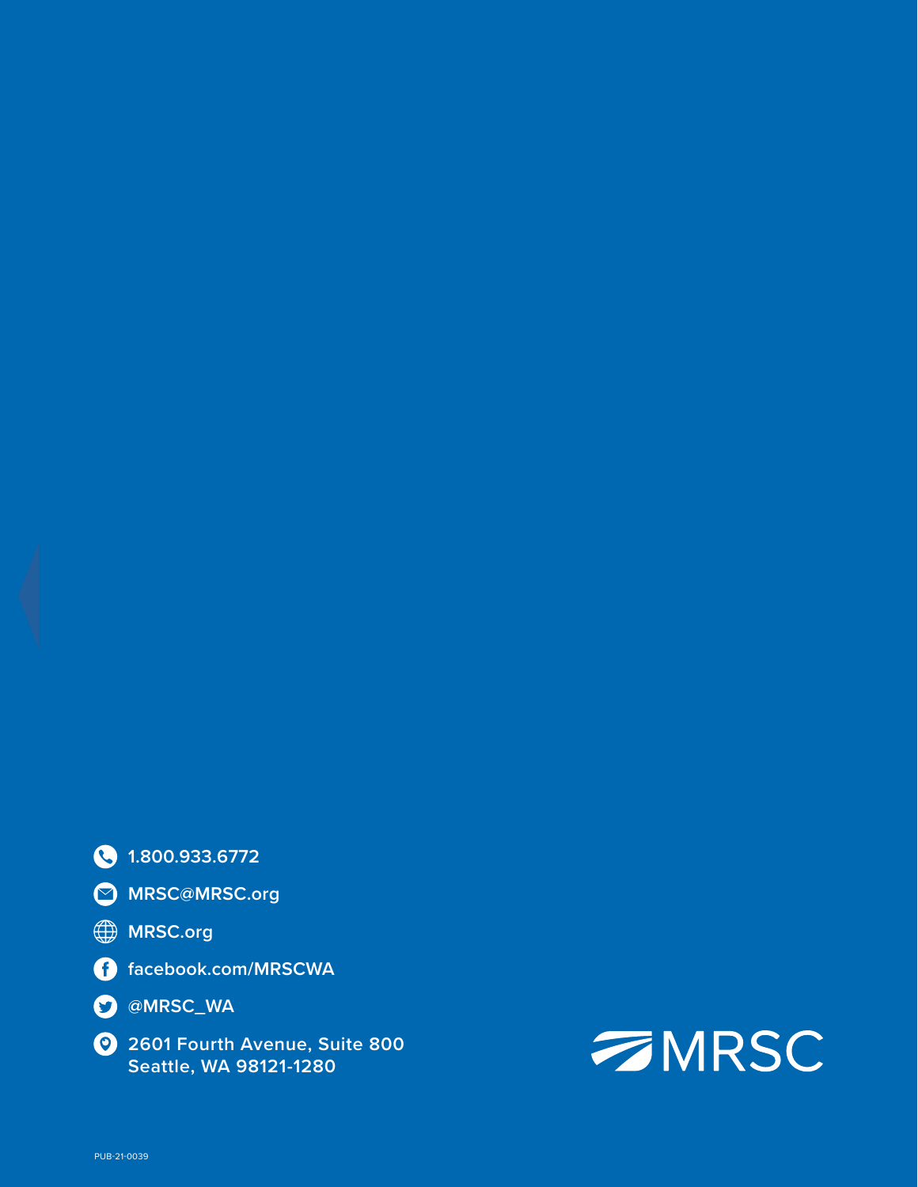1.800.933.6772

MRSC@MRSC.org

MRSC.org

facebook.com/MRSCWA

@MRSC_WA

2601 Fourth Avenue, Suite 800
Seattle, WA 98121-1280

MRSC

PUB-21-0039